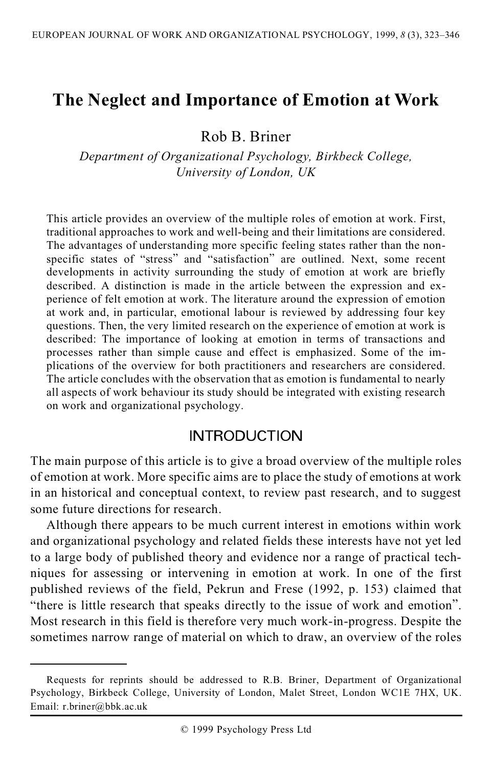# The Neglect and Importance of Emotion at Work

Rob B. Briner

*Department of Organizational Psychology, Birkbeck College, University of London, UK*

This article provides an overview of the multiple roles of emotion at work. First, traditional approaches to work and well-being and their limitations are considered. The advantages of understanding more specific feeling states rather than the non-specific states of "stress" and "satisfaction" are outlined. Next, some recent developments in activity surrounding the study of emotion at work are briefly described. A distinction is made in the article between the expression and experience of felt emotion at work. The literature around the expression of emotion at work and, in particular, emotional labour is reviewed by addressing four key questions. Then, the very limited research on the experience of emotion at work is described: The importance of looking at emotion in terms of transactions and processes rather than simple cause and effect is emphasized. Some of the implications of the overview for both practitioners and researchers are considered. The article concludes with the observation that as emotion is fundamental to nearly all aspects of work behaviour its study should be integrated with existing research on work and organizational psychology.

## INTRODUCTION

The main purpose of this article is to give a broad overview of the multiple roles of emotion at work. More specific aims are to place the study of emotions at work in an historical and conceptual context, to review past research, and to suggest some future directions for research.

Although there appears to be much current interest in emotions within work and organizational psychology and related fields these interests have not yet led to a large body of published theory and evidence nor a range of practical techniques for assessing or intervening in emotion at work. In one of the first published reviews of the field, Pekrun and Frese (1992, p. 153) claimed that "there is little research that speaks directly to the issue of work and emotion". Most research in this field is therefore very much work-in-progress. Despite the sometimes narrow range of material on which to draw, an overview of the roles

Requests for reprints should be addressed to R.B. Briner, Department of Organizational Psychology, Birkbeck College, University of London, Malet Street, London WC1E 7HX, UK. Email: r.briner@bbk.ac.uk

© 1999 Psychology Press Ltd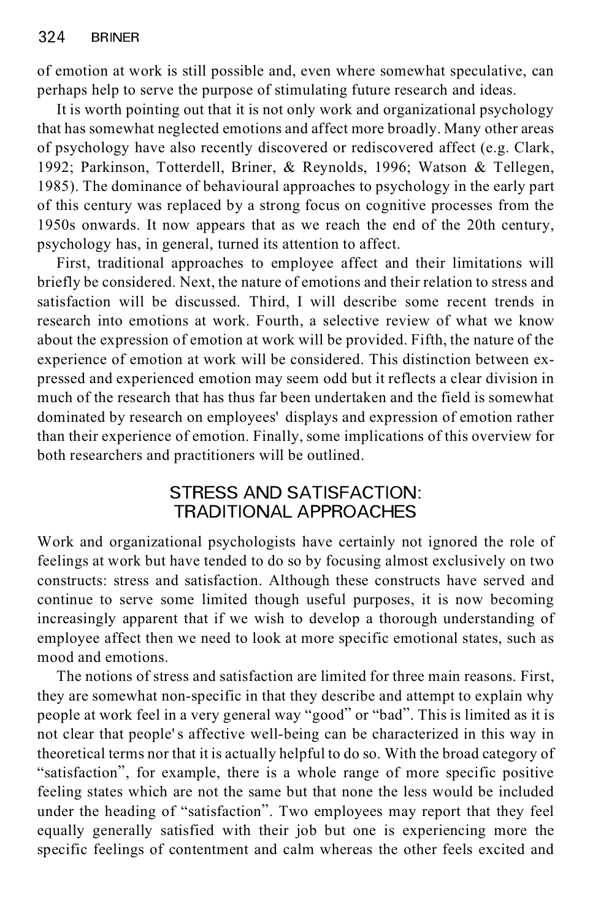of emotion at work is still possible and, even where somewhat speculative, can perhaps help to serve the purpose of stimulating future research and ideas.

It is worth pointing out that it is not only work and organizational psychology that has somewhat neglected emotions and affect more broadly. Many other areas of psychology have also recently discovered or rediscovered affect (e.g. Clark, 1992; Parkinson, Totterdell, Briner, & Reynolds, 1996; Watson & Tellegen, 1985). The dominance of behavioural approaches to psychology in the early part of this century was replaced by a strong focus on cognitive processes from the 1950s onwards. It now appears that as we reach the end of the 20th century, psychology has, in general, turned its attention to affect.

First, traditional approaches to employee affect and their limitations will briefly be considered. Next, the nature of emotions and their relation to stress and satisfaction will be discussed. Third, I will describe some recent trends in research into emotions at work. Fourth, a selective review of what we know about the expression of emotion at work will be provided. Fifth, the nature of the experience of emotion at work will be considered. This distinction between expressed and experienced emotion may seem odd but it reflects a clear division in much of the research that has thus far been undertaken and the field is somewhat dominated by research on employees' displays and expression of emotion rather than their experience of emotion. Finally, some implications of this overview for both researchers and practitioners will be outlined.

## STRESS AND SATISFACTION: TRADITIONAL APPROACHES

Work and organizational psychologists have certainly not ignored the role of feelings at work but have tended to do so by focusing almost exclusively on two constructs: stress and satisfaction. Although these constructs have served and continue to serve some limited though useful purposes, it is now becoming increasingly apparent that if we wish to develop a thorough understanding of employee affect then we need to look at more specific emotional states, such as mood and emotions.

The notions of stress and satisfaction are limited for three main reasons. First, they are somewhat non-specific in that they describe and attempt to explain why people at work feel in a very general way "good" or "bad". This is limited as it is not clear that people's affective well-being can be characterized in this way in theoretical terms nor that it is actually helpful to do so. With the broad category of "satisfaction", for example, there is a whole range of more specific positive feeling states which are not the same but that none the less would be included under the heading of "satisfaction". Two employees may report that they feel equally generally satisfied with their job but one is experiencing more the specific feelings of contentment and calm whereas the other feels excited and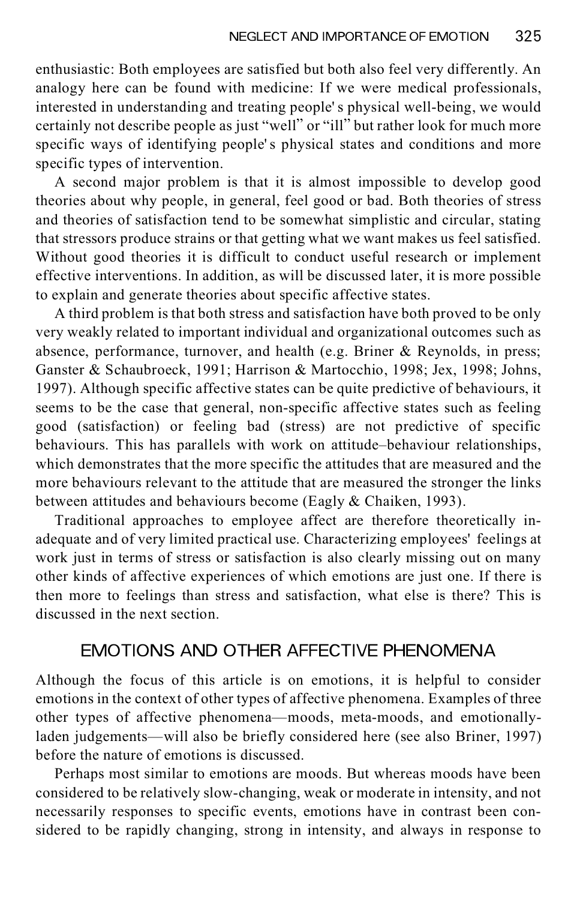enthusiastic: Both employees are satisfied but both also feel very differently. An analogy here can be found with medicine: If we were medical professionals, interested in understanding and treating people's physical well-being, we would certainly not describe people as just "well" or "ill" but rather look for much more specific ways of identifying people's physical states and conditions and more specific types of intervention.

A second major problem is that it is almost impossible to develop good theories about why people, in general, feel good or bad. Both theories of stress and theories of satisfaction tend to be somewhat simplistic and circular, stating that stressors produce strains or that getting what we want makes us feel satisfied. Without good theories it is difficult to conduct useful research or implement effective interventions. In addition, as will be discussed later, it is more possible to explain and generate theories about specific affective states.

A third problem is that both stress and satisfaction have both proved to be only very weakly related to important individual and organizational outcomes such as absence, performance, turnover, and health (e.g. Briner & Reynolds, in press; Ganster & Schaubroeck, 1991; Harrison & Martocchio, 1998; Jex, 1998; Johns, 1997). Although specific affective states can be quite predictive of behaviours, it seems to be the case that general, non-specific affective states such as feeling good (satisfaction) or feeling bad (stress) are not predictive of specific behaviours. This has parallels with work on attitude–behaviour relationships, which demonstrates that the more specific the attitudes that are measured and the more behaviours relevant to the attitude that are measured the stronger the links between attitudes and behaviours become (Eagly & Chaiken, 1993).

Traditional approaches to employee affect are therefore theoretically inadequate and of very limited practical use. Characterizing employees' feelings at work just in terms of stress or satisfaction is also clearly missing out on many other kinds of affective experiences of which emotions are just one. If there is then more to feelings than stress and satisfaction, what else is there? This is discussed in the next section.

## EMOTIONS AND OTHER AFFECTIVE PHENOMENA

Although the focus of this article is on emotions, it is helpful to consider emotions in the context of other types of affective phenomena. Examples of three other types of affective phenomena—moods, meta-moods, and emotionally-laden judgements—will also be briefly considered here (see also Briner, 1997) before the nature of emotions is discussed.

Perhaps most similar to emotions are moods. But whereas moods have been considered to be relatively slow-changing, weak or moderate in intensity, and not necessarily responses to specific events, emotions have in contrast been considered to be rapidly changing, strong in intensity, and always in response to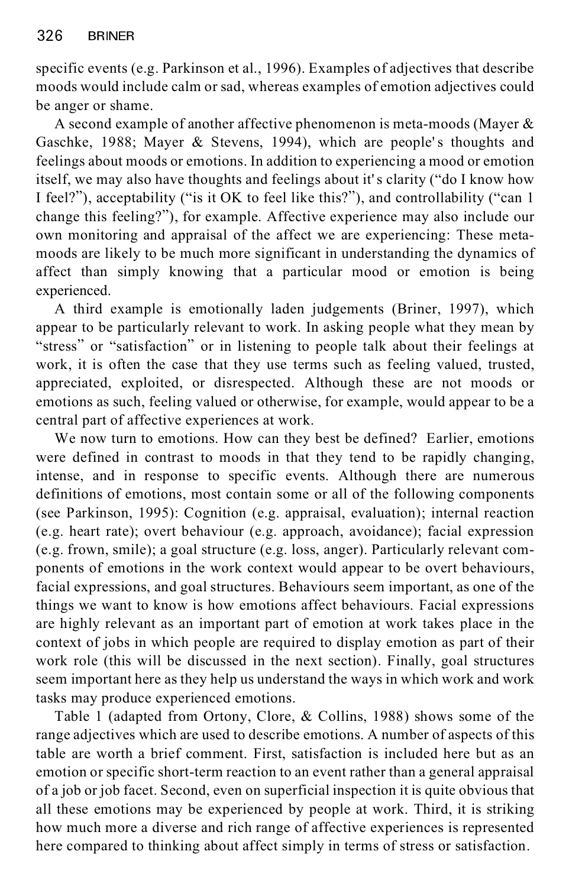specific events (e.g. Parkinson et al., 1996). Examples of adjectives that describe moods would include calm or sad, whereas examples of emotion adjectives could be anger or shame.

A second example of another affective phenomenon is meta-moods (Mayer & Gaschke, 1988; Mayer & Stevens, 1994), which are people' s thoughts and feelings about moods or emotions. In addition to experiencing a mood or emotion itself, we may also have thoughts and feelings about it' s clarity ("do I know how I feel?"), acceptability ("is it OK to feel like this?"), and controllability ("can 1 change this feeling?"), for example. Affective experience may also include our own monitoring and appraisal of the affect we are experiencing: These meta-moods are likely to be much more significant in understanding the dynamics of affect than simply knowing that a particular mood or emotion is being experienced.

A third example is emotionally laden judgements (Briner, 1997), which appear to be particularly relevant to work. In asking people what they mean by "stress" or "satisfaction" or in listening to people talk about their feelings at work, it is often the case that they use terms such as feeling valued, trusted, appreciated, exploited, or disrespected. Although these are not moods or emotions as such, feeling valued or otherwise, for example, would appear to be a central part of affective experiences at work.

We now turn to emotions. How can they best be defined? Earlier, emotions were defined in contrast to moods in that they tend to be rapidly changing, intense, and in response to specific events. Although there are numerous definitions of emotions, most contain some or all of the following components (see Parkinson, 1995): Cognition (e.g. appraisal, evaluation); internal reaction (e.g. heart rate); overt behaviour (e.g. approach, avoidance); facial expression (e.g. frown, smile); a goal structure (e.g. loss, anger). Particularly relevant components of emotions in the work context would appear to be overt behaviours, facial expressions, and goal structures. Behaviours seem important, as one of the things we want to know is how emotions affect behaviours. Facial expressions are highly relevant as an important part of emotion at work takes place in the context of jobs in which people are required to display emotion as part of their work role (this will be discussed in the next section). Finally, goal structures seem important here as they help us understand the ways in which work and work tasks may produce experienced emotions.

Table 1 (adapted from Ortony, Clore, & Collins, 1988) shows some of the range adjectives which are used to describe emotions. A number of aspects of this table are worth a brief comment. First, satisfaction is included here but as an emotion or specific short-term reaction to an event rather than a general appraisal of a job or job facet. Second, even on superficial inspection it is quite obvious that all these emotions may be experienced by people at work. Third, it is striking how much more a diverse and rich range of affective experiences is represented here compared to thinking about affect simply in terms of stress or satisfaction.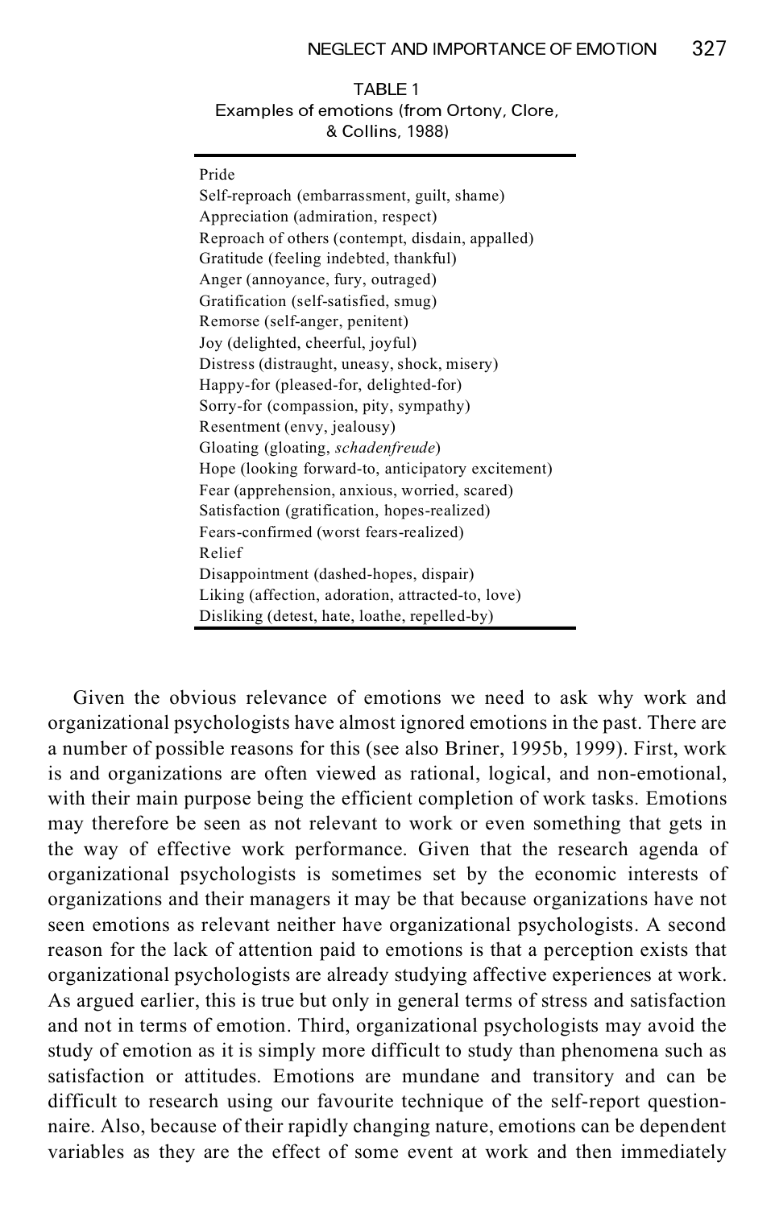TABLE 1
Examples of emotions (from Ortony, Clore, & Collins, 1988)

| |
|---|
| Pride |
| Self-reproach (embarrassment, guilt, shame) |
| Appreciation (admiration, respect) |
| Reproach of others (contempt, disdain, appalled) |
| Gratitude (feeling indebted, thankful) |
| Anger (annoyance, fury, outraged) |
| Gratification (self-satisfied, smug) |
| Remorse (self-anger, penitent) |
| Joy (delighted, cheerful, joyful) |
| Distress (distraught, uneasy, shock, misery) |
| Happy-for (pleased-for, delighted-for) |
| Sorry-for (compassion, pity, sympathy) |
| Resentment (envy, jealousy) |
| Gloating (gloating, *schadenfreude*) |
| Hope (looking forward-to, anticipatory excitement) |
| Fear (apprehension, anxious, worried, scared) |
| Satisfaction (gratification, hopes-realized) |
| Fears-confirmed (worst fears-realized) |
| Relief |
| Disappointment (dashed-hopes, dispair) |
| Liking (affection, adoration, attracted-to, love) |
| Disliking (detest, hate, loathe, repelled-by) |

Given the obvious relevance of emotions we need to ask why work and organizational psychologists have almost ignored emotions in the past. There are a number of possible reasons for this (see also Briner, 1995b, 1999). First, work is and organizations are often viewed as rational, logical, and non-emotional, with their main purpose being the efficient completion of work tasks. Emotions may therefore be seen as not relevant to work or even something that gets in the way of effective work performance. Given that the research agenda of organizational psychologists is sometimes set by the economic interests of organizations and their managers it may be that because organizations have not seen emotions as relevant neither have organizational psychologists. A second reason for the lack of attention paid to emotions is that a perception exists that organizational psychologists are already studying affective experiences at work. As argued earlier, this is true but only in general terms of stress and satisfaction and not in terms of emotion. Third, organizational psychologists may avoid the study of emotion as it is simply more difficult to study than phenomena such as satisfaction or attitudes. Emotions are mundane and transitory and can be difficult to research using our favourite technique of the self-report questionnaire. Also, because of their rapidly changing nature, emotions can be dependent variables as they are the effect of some event at work and then immediately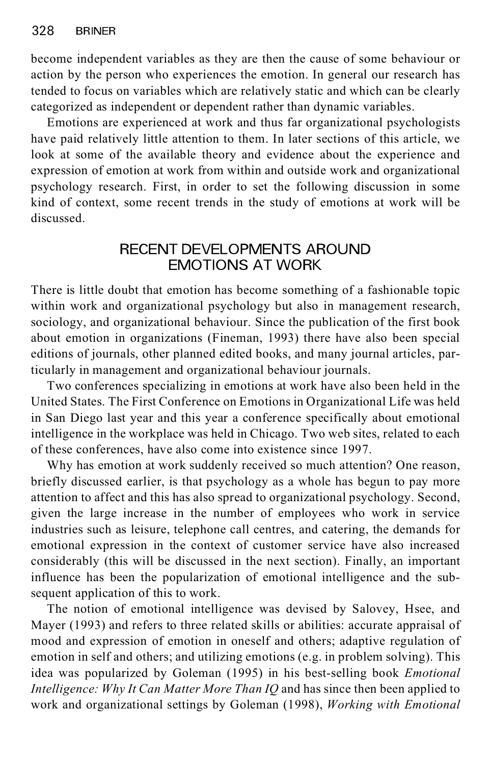become independent variables as they are then the cause of some behaviour or action by the person who experiences the emotion. In general our research has tended to focus on variables which are relatively static and which can be clearly categorized as independent or dependent rather than dynamic variables.

Emotions are experienced at work and thus far organizational psychologists have paid relatively little attention to them. In later sections of this article, we look at some of the available theory and evidence about the experience and expression of emotion at work from within and outside work and organizational psychology research. First, in order to set the following discussion in some kind of context, some recent trends in the study of emotions at work will be discussed.

## RECENT DEVELOPMENTS AROUND EMOTIONS AT WORK

There is little doubt that emotion has become something of a fashionable topic within work and organizational psychology but also in management research, sociology, and organizational behaviour. Since the publication of the first book about emotion in organizations (Fineman, 1993) there have also been special editions of journals, other planned edited books, and many journal articles, particularly in management and organizational behaviour journals.

Two conferences specializing in emotions at work have also been held in the United States. The First Conference on Emotions in Organizational Life was held in San Diego last year and this year a conference specifically about emotional intelligence in the workplace was held in Chicago. Two web sites, related to each of these conferences, have also come into existence since 1997.

Why has emotion at work suddenly received so much attention? One reason, briefly discussed earlier, is that psychology as a whole has begun to pay more attention to affect and this has also spread to organizational psychology. Second, given the large increase in the number of employees who work in service industries such as leisure, telephone call centres, and catering, the demands for emotional expression in the context of customer service have also increased considerably (this will be discussed in the next section). Finally, an important influence has been the popularization of emotional intelligence and the subsequent application of this to work.

The notion of emotional intelligence was devised by Salovey, Hsee, and Mayer (1993) and refers to three related skills or abilities: accurate appraisal of mood and expression of emotion in oneself and others; adaptive regulation of emotion in self and others; and utilizing emotions (e.g. in problem solving). This idea was popularized by Goleman (1995) in his best-selling book *Emotional Intelligence: Why It Can Matter More Than IQ* and has since then been applied to work and organizational settings by Goleman (1998), *Working with Emotional*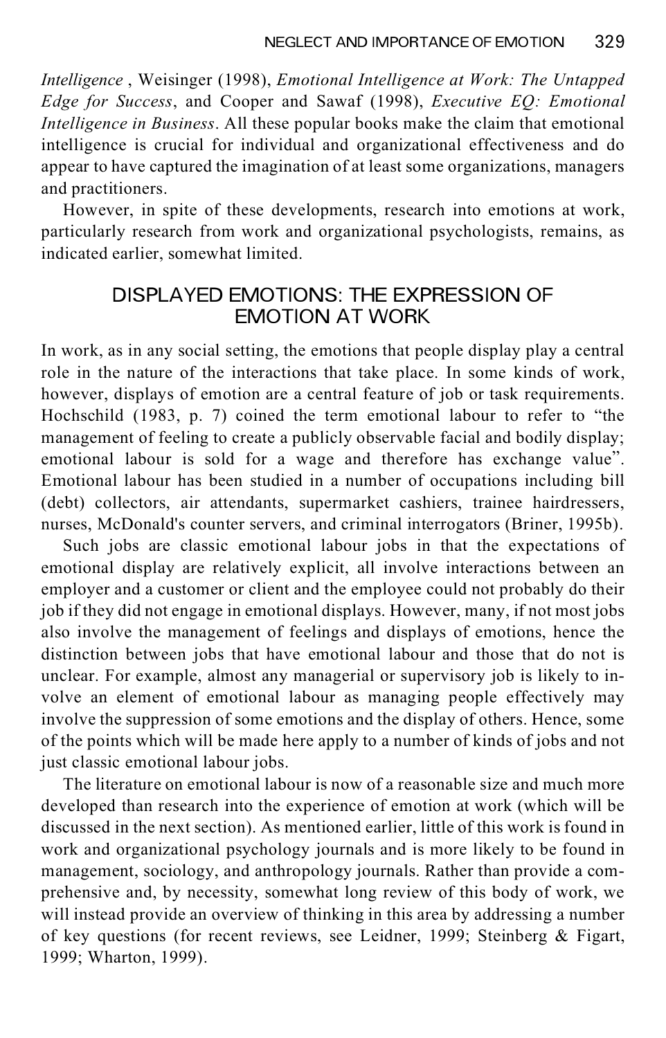*Intelligence* , Weisinger (1998), *Emotional Intelligence at Work: The Untapped Edge for Success*, and Cooper and Sawaf (1998), *Executive EQ: Emotional Intelligence in Business*. All these popular books make the claim that emotional intelligence is crucial for individual and organizational effectiveness and do appear to have captured the imagination of at least some organizations, managers and practitioners.

However, in spite of these developments, research into emotions at work, particularly research from work and organizational psychologists, remains, as indicated earlier, somewhat limited.

## DISPLAYED EMOTIONS: THE EXPRESSION OF EMOTION AT WORK

In work, as in any social setting, the emotions that people display play a central role in the nature of the interactions that take place. In some kinds of work, however, displays of emotion are a central feature of job or task requirements. Hochschild (1983, p. 7) coined the term emotional labour to refer to "the management of feeling to create a publicly observable facial and bodily display; emotional labour is sold for a wage and therefore has exchange value". Emotional labour has been studied in a number of occupations including bill (debt) collectors, air attendants, supermarket cashiers, trainee hairdressers, nurses, McDonald's counter servers, and criminal interrogators (Briner, 1995b).

Such jobs are classic emotional labour jobs in that the expectations of emotional display are relatively explicit, all involve interactions between an employer and a customer or client and the employee could not probably do their job if they did not engage in emotional displays. However, many, if not most jobs also involve the management of feelings and displays of emotions, hence the distinction between jobs that have emotional labour and those that do not is unclear. For example, almost any managerial or supervisory job is likely to involve an element of emotional labour as managing people effectively may involve the suppression of some emotions and the display of others. Hence, some of the points which will be made here apply to a number of kinds of jobs and not just classic emotional labour jobs.

The literature on emotional labour is now of a reasonable size and much more developed than research into the experience of emotion at work (which will be discussed in the next section). As mentioned earlier, little of this work is found in work and organizational psychology journals and is more likely to be found in management, sociology, and anthropology journals. Rather than provide a comprehensive and, by necessity, somewhat long review of this body of work, we will instead provide an overview of thinking in this area by addressing a number of key questions (for recent reviews, see Leidner, 1999; Steinberg & Figart, 1999; Wharton, 1999).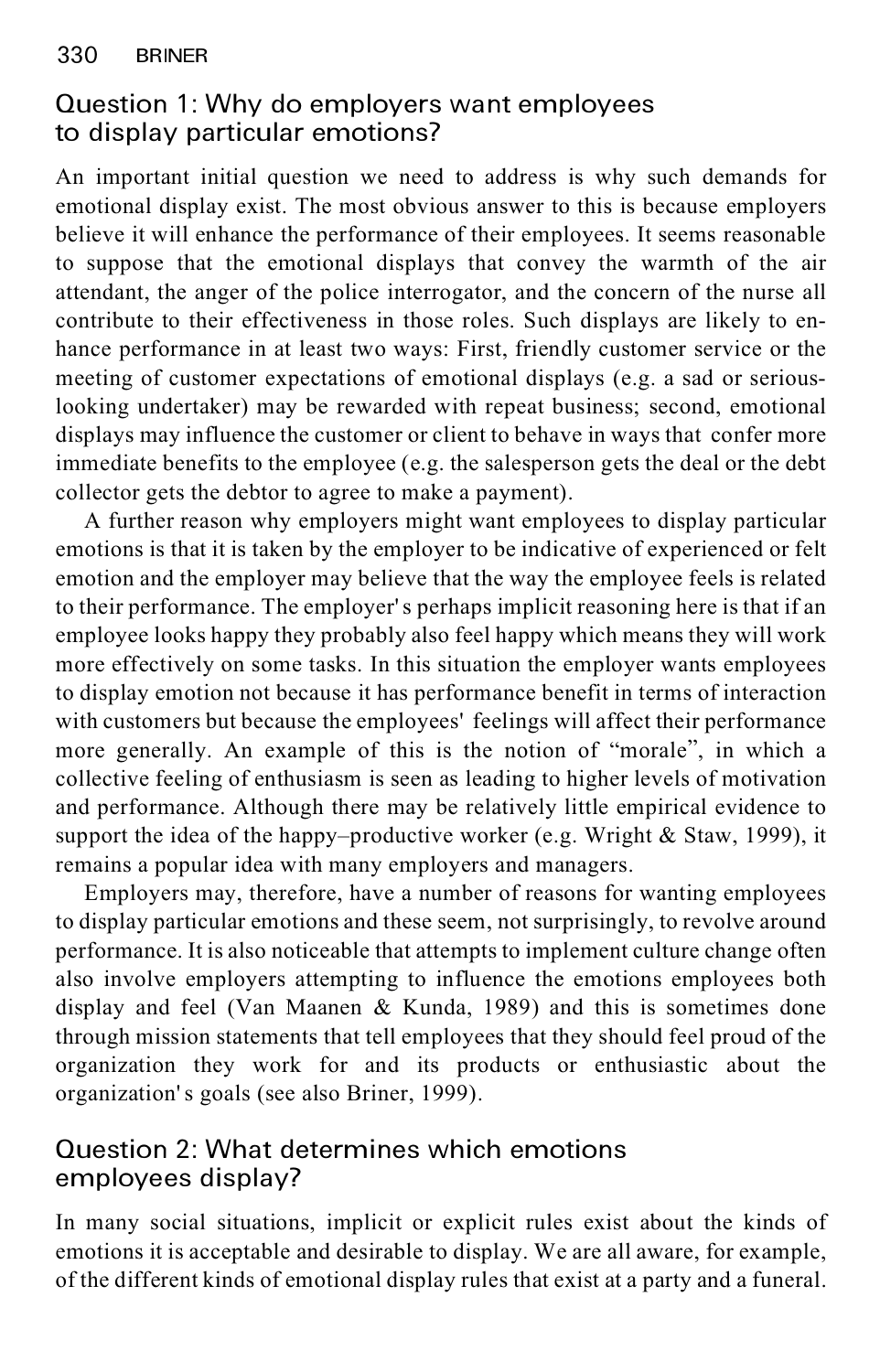## Question 1: Why do employers want employees to display particular emotions?

An important initial question we need to address is why such demands for emotional display exist. The most obvious answer to this is because employers believe it will enhance the performance of their employees. It seems reasonable to suppose that the emotional displays that convey the warmth of the air attendant, the anger of the police interrogator, and the concern of the nurse all contribute to their effectiveness in those roles. Such displays are likely to enhance performance in at least two ways: First, friendly customer service or the meeting of customer expectations of emotional displays (e.g. a sad or serious-looking undertaker) may be rewarded with repeat business; second, emotional displays may influence the customer or client to behave in ways that confer more immediate benefits to the employee (e.g. the salesperson gets the deal or the debt collector gets the debtor to agree to make a payment).

A further reason why employers might want employees to display particular emotions is that it is taken by the employer to be indicative of experienced or felt emotion and the employer may believe that the way the employee feels is related to their performance. The employer's perhaps implicit reasoning here is that if an employee looks happy they probably also feel happy which means they will work more effectively on some tasks. In this situation the employer wants employees to display emotion not because it has performance benefit in terms of interaction with customers but because the employees' feelings will affect their performance more generally. An example of this is the notion of "morale", in which a collective feeling of enthusiasm is seen as leading to higher levels of motivation and performance. Although there may be relatively little empirical evidence to support the idea of the happy–productive worker (e.g. Wright & Staw, 1999), it remains a popular idea with many employers and managers.

Employers may, therefore, have a number of reasons for wanting employees to display particular emotions and these seem, not surprisingly, to revolve around performance. It is also noticeable that attempts to implement culture change often also involve employers attempting to influence the emotions employees both display and feel (Van Maanen & Kunda, 1989) and this is sometimes done through mission statements that tell employees that they should feel proud of the organization they work for and its products or enthusiastic about the organization's goals (see also Briner, 1999).

## Question 2: What determines which emotions employees display?

In many social situations, implicit or explicit rules exist about the kinds of emotions it is acceptable and desirable to display. We are all aware, for example, of the different kinds of emotional display rules that exist at a party and a funeral.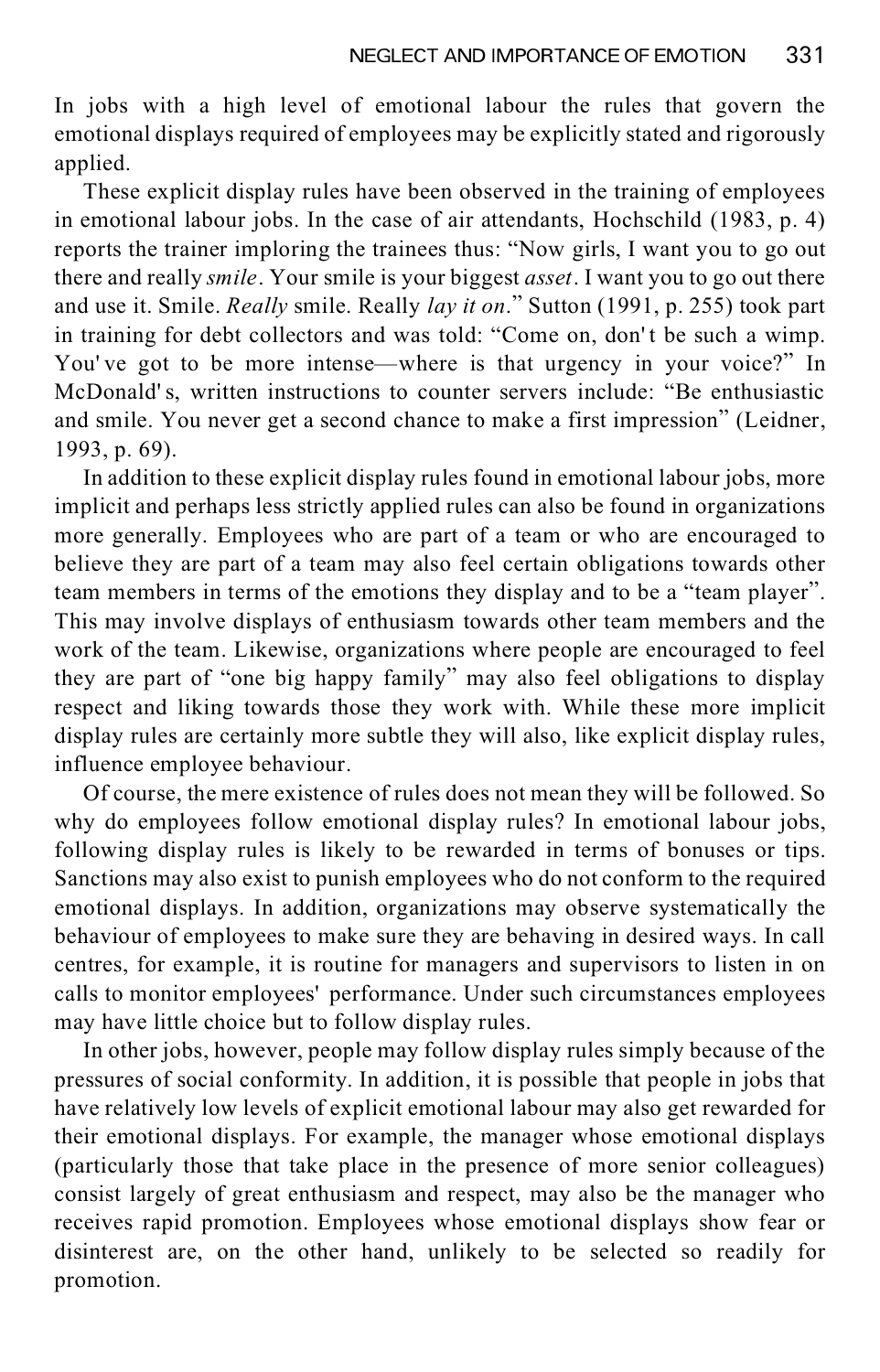In jobs with a high level of emotional labour the rules that govern the emotional displays required of employees may be explicitly stated and rigorously applied.

These explicit display rules have been observed in the training of employees in emotional labour jobs. In the case of air attendants, Hochschild (1983, p. 4) reports the trainer imploring the trainees thus: "Now girls, I want you to go out there and really *smile*. Your smile is your biggest *asset*. I want you to go out there and use it. Smile. *Really* smile. Really *lay it on*." Sutton (1991, p. 255) took part in training for debt collectors and was told: "Come on, don't be such a wimp. You've got to be more intense—where is that urgency in your voice?" In McDonald's, written instructions to counter servers include: "Be enthusiastic and smile. You never get a second chance to make a first impression" (Leidner, 1993, p. 69).

In addition to these explicit display rules found in emotional labour jobs, more implicit and perhaps less strictly applied rules can also be found in organizations more generally. Employees who are part of a team or who are encouraged to believe they are part of a team may also feel certain obligations towards other team members in terms of the emotions they display and to be a "team player". This may involve displays of enthusiasm towards other team members and the work of the team. Likewise, organizations where people are encouraged to feel they are part of "one big happy family" may also feel obligations to display respect and liking towards those they work with. While these more implicit display rules are certainly more subtle they will also, like explicit display rules, influence employee behaviour.

Of course, the mere existence of rules does not mean they will be followed. So why do employees follow emotional display rules? In emotional labour jobs, following display rules is likely to be rewarded in terms of bonuses or tips. Sanctions may also exist to punish employees who do not conform to the required emotional displays. In addition, organizations may observe systematically the behaviour of employees to make sure they are behaving in desired ways. In call centres, for example, it is routine for managers and supervisors to listen in on calls to monitor employees' performance. Under such circumstances employees may have little choice but to follow display rules.

In other jobs, however, people may follow display rules simply because of the pressures of social conformity. In addition, it is possible that people in jobs that have relatively low levels of explicit emotional labour may also get rewarded for their emotional displays. For example, the manager whose emotional displays (particularly those that take place in the presence of more senior colleagues) consist largely of great enthusiasm and respect, may also be the manager who receives rapid promotion. Employees whose emotional displays show fear or disinterest are, on the other hand, unlikely to be selected so readily for promotion.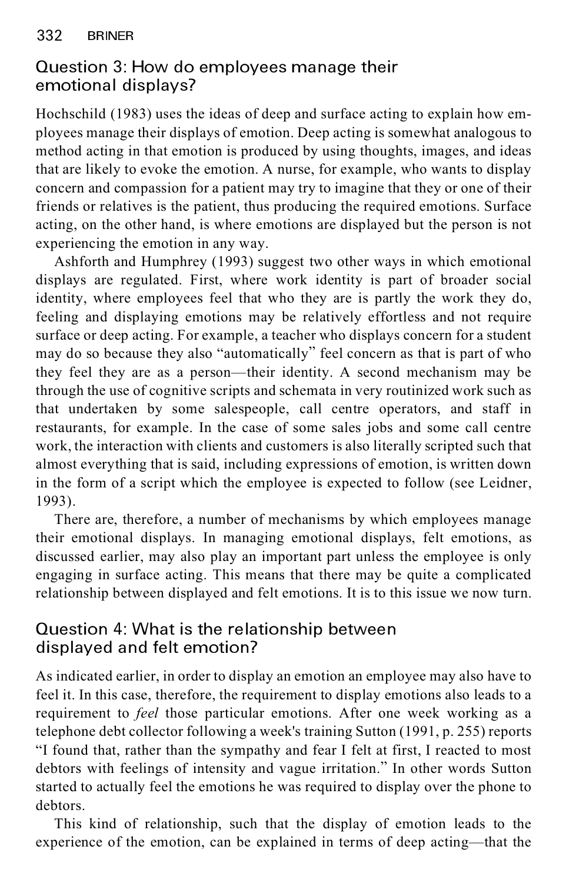## Question 3: How do employees manage their emotional displays?

Hochschild (1983) uses the ideas of deep and surface acting to explain how employees manage their displays of emotion. Deep acting is somewhat analogous to method acting in that emotion is produced by using thoughts, images, and ideas that are likely to evoke the emotion. A nurse, for example, who wants to display concern and compassion for a patient may try to imagine that they or one of their friends or relatives is the patient, thus producing the required emotions. Surface acting, on the other hand, is where emotions are displayed but the person is not experiencing the emotion in any way.

Ashforth and Humphrey (1993) suggest two other ways in which emotional displays are regulated. First, where work identity is part of broader social identity, where employees feel that who they are is partly the work they do, feeling and displaying emotions may be relatively effortless and not require surface or deep acting. For example, a teacher who displays concern for a student may do so because they also "automatically" feel concern as that is part of who they feel they are as a person—their identity. A second mechanism may be through the use of cognitive scripts and schemata in very routinized work such as that undertaken by some salespeople, call centre operators, and staff in restaurants, for example. In the case of some sales jobs and some call centre work, the interaction with clients and customers is also literally scripted such that almost everything that is said, including expressions of emotion, is written down in the form of a script which the employee is expected to follow (see Leidner, 1993).

There are, therefore, a number of mechanisms by which employees manage their emotional displays. In managing emotional displays, felt emotions, as discussed earlier, may also play an important part unless the employee is only engaging in surface acting. This means that there may be quite a complicated relationship between displayed and felt emotions. It is to this issue we now turn.

## Question 4: What is the relationship between displayed and felt emotion?

As indicated earlier, in order to display an emotion an employee may also have to feel it. In this case, therefore, the requirement to display emotions also leads to a requirement to *feel* those particular emotions. After one week working as a telephone debt collector following a week's training Sutton (1991, p. 255) reports "I found that, rather than the sympathy and fear I felt at first, I reacted to most debtors with feelings of intensity and vague irritation." In other words Sutton started to actually feel the emotions he was required to display over the phone to debtors.

This kind of relationship, such that the display of emotion leads to the experience of the emotion, can be explained in terms of deep acting—that the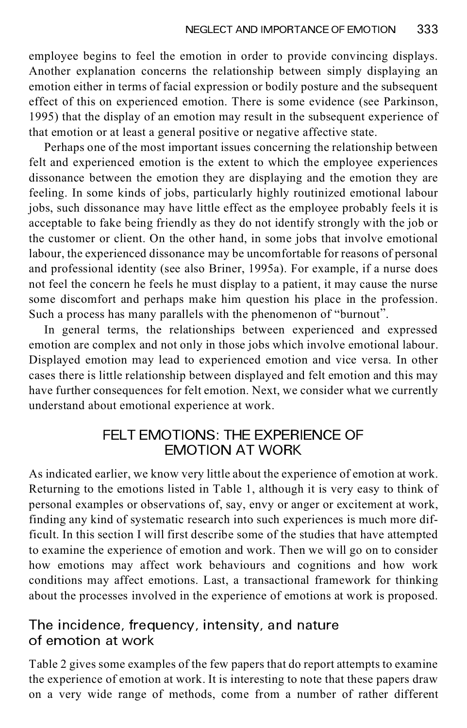employee begins to feel the emotion in order to provide convincing displays. Another explanation concerns the relationship between simply displaying an emotion either in terms of facial expression or bodily posture and the subsequent effect of this on experienced emotion. There is some evidence (see Parkinson, 1995) that the display of an emotion may result in the subsequent experience of that emotion or at least a general positive or negative affective state.

Perhaps one of the most important issues concerning the relationship between felt and experienced emotion is the extent to which the employee experiences dissonance between the emotion they are displaying and the emotion they are feeling. In some kinds of jobs, particularly highly routinized emotional labour jobs, such dissonance may have little effect as the employee probably feels it is acceptable to fake being friendly as they do not identify strongly with the job or the customer or client. On the other hand, in some jobs that involve emotional labour, the experienced dissonance may be uncomfortable for reasons of personal and professional identity (see also Briner, 1995a). For example, if a nurse does not feel the concern he feels he must display to a patient, it may cause the nurse some discomfort and perhaps make him question his place in the profession. Such a process has many parallels with the phenomenon of "burnout".

In general terms, the relationships between experienced and expressed emotion are complex and not only in those jobs which involve emotional labour. Displayed emotion may lead to experienced emotion and vice versa. In other cases there is little relationship between displayed and felt emotion and this may have further consequences for felt emotion. Next, we consider what we currently understand about emotional experience at work.

## FELT EMOTIONS: THE EXPERIENCE OF EMOTION AT WORK

As indicated earlier, we know very little about the experience of emotion at work. Returning to the emotions listed in Table 1, although it is very easy to think of personal examples or observations of, say, envy or anger or excitement at work, finding any kind of systematic research into such experiences is much more difficult. In this section I will first describe some of the studies that have attempted to examine the experience of emotion and work. Then we will go on to consider how emotions may affect work behaviours and cognitions and how work conditions may affect emotions. Last, a transactional framework for thinking about the processes involved in the experience of emotions at work is proposed.

### The incidence, frequency, intensity, and nature of emotion at work

Table 2 gives some examples of the few papers that do report attempts to examine the experience of emotion at work. It is interesting to note that these papers draw on a very wide range of methods, come from a number of rather different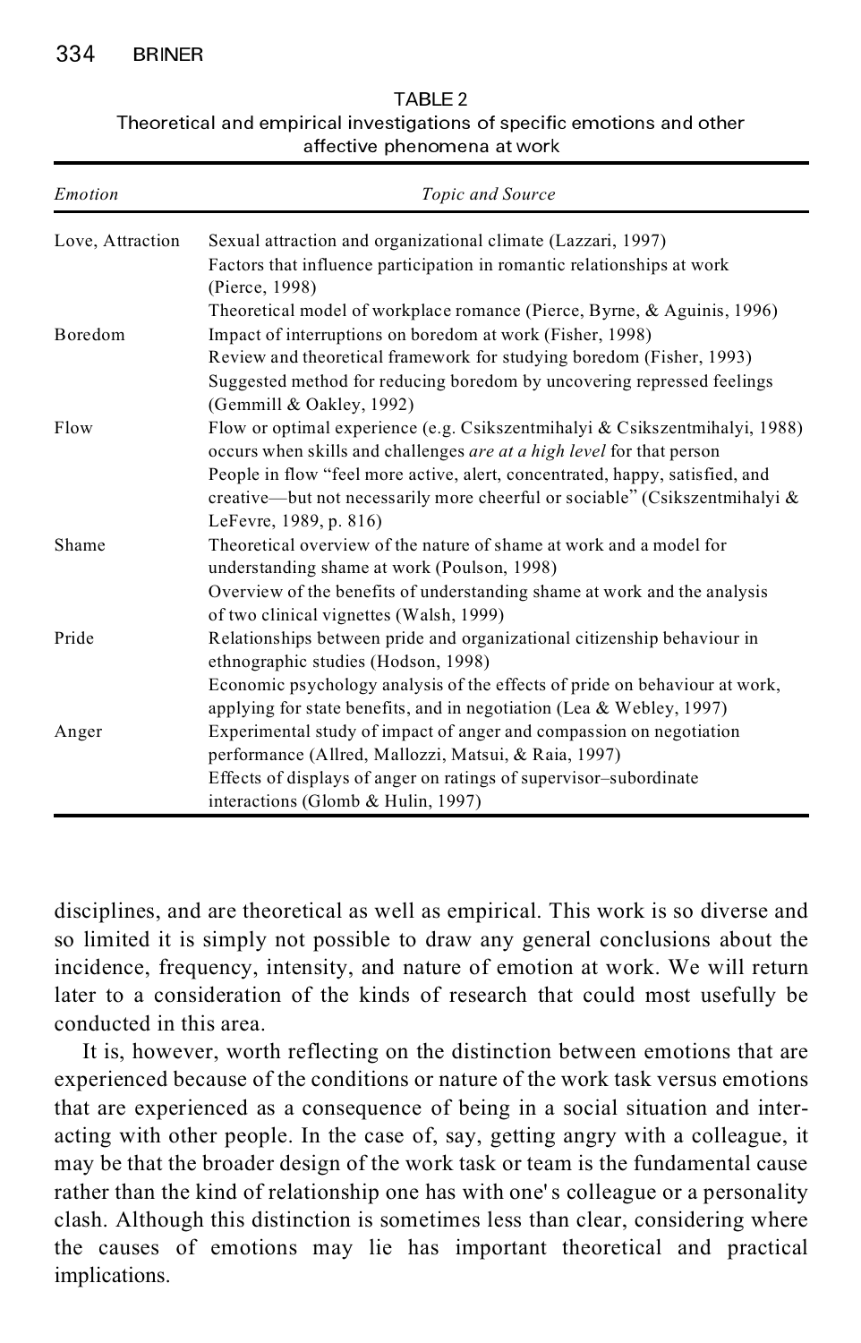TABLE 2
Theoretical and empirical investigations of specific emotions and other affective phenomena at work

| *Emotion* | *Topic and Source* |
| --- | --- |
| Love, Attraction | Sexual attraction and organizational climate (Lazzari, 1997)<br>Factors that influence participation in romantic relationships at work (Pierce, 1998)<br>Theoretical model of workplace romance (Pierce, Byrne, & Aguinis, 1996) |
| Boredom | Impact of interruptions on boredom at work (Fisher, 1998)<br>Review and theoretical framework for studying boredom (Fisher, 1993)<br>Suggested method for reducing boredom by uncovering repressed feelings (Gemmill & Oakley, 1992) |
| Flow | Flow or optimal experience (e.g. Csikszentmihalyi & Csikszentmihalyi, 1988) occurs when skills and challenges *are at a high level* for that person<br>People in flow "feel more active, alert, concentrated, happy, satisfied, and creative—but not necessarily more cheerful or sociable" (Csikszentmihalyi & LeFevre, 1989, p. 816) |
| Shame | Theoretical overview of the nature of shame at work and a model for understanding shame at work (Poulson, 1998)<br>Overview of the benefits of understanding shame at work and the analysis of two clinical vignettes (Walsh, 1999) |
| Pride | Relationships between pride and organizational citizenship behaviour in ethnographic studies (Hodson, 1998)<br>Economic psychology analysis of the effects of pride on behaviour at work, applying for state benefits, and in negotiation (Lea & Webley, 1997) |
| Anger | Experimental study of impact of anger and compassion on negotiation performance (Allred, Mallozzi, Matsui, & Raia, 1997)<br>Effects of displays of anger on ratings of supervisor–subordinate interactions (Glomb & Hulin, 1997) |

disciplines, and are theoretical as well as empirical. This work is so diverse and so limited it is simply not possible to draw any general conclusions about the incidence, frequency, intensity, and nature of emotion at work. We will return later to a consideration of the kinds of research that could most usefully be conducted in this area.

It is, however, worth reflecting on the distinction between emotions that are experienced because of the conditions or nature of the work task versus emotions that are experienced as a consequence of being in a social situation and interacting with other people. In the case of, say, getting angry with a colleague, it may be that the broader design of the work task or team is the fundamental cause rather than the kind of relationship one has with one's colleague or a personality clash. Although this distinction is sometimes less than clear, considering where the causes of emotions may lie has important theoretical and practical implications.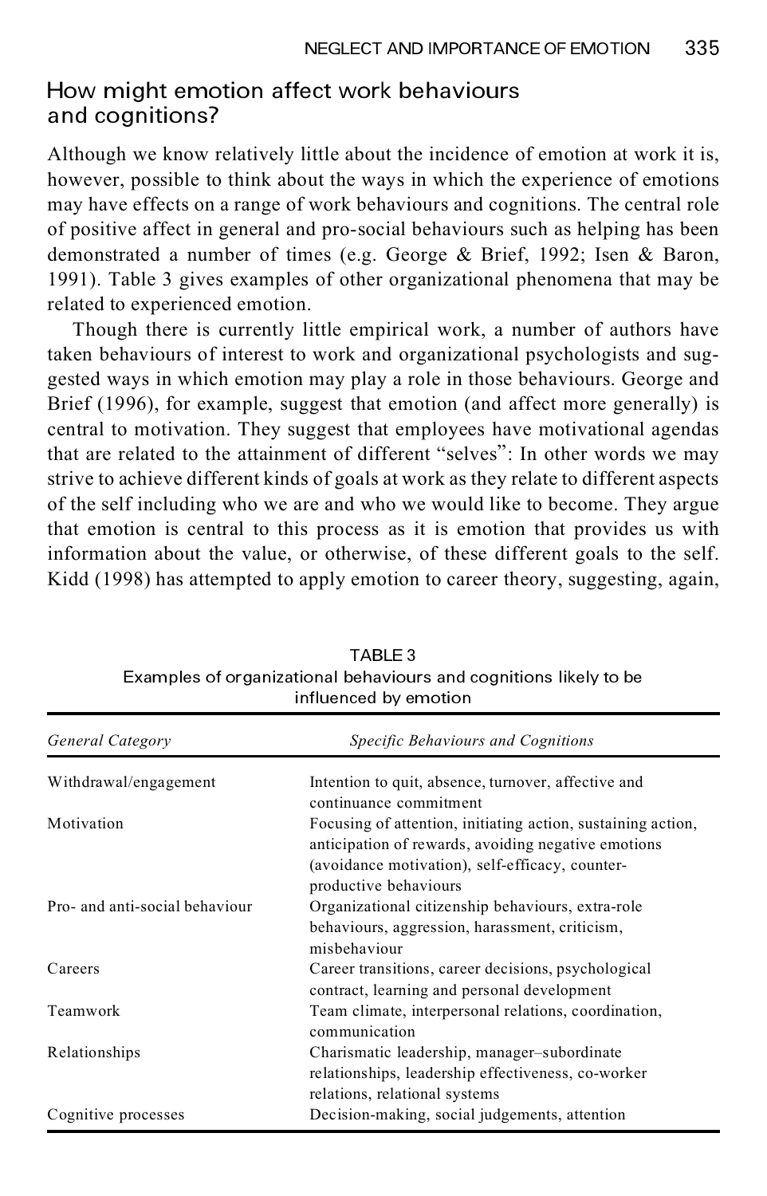## How might emotion affect work behaviours and cognitions?

Although we know relatively little about the incidence of emotion at work it is, however, possible to think about the ways in which the experience of emotions may have effects on a range of work behaviours and cognitions. The central role of positive affect in general and pro-social behaviours such as helping has been demonstrated a number of times (e.g. George & Brief, 1992; Isen & Baron, 1991). Table 3 gives examples of other organizational phenomena that may be related to experienced emotion.

Though there is currently little empirical work, a number of authors have taken behaviours of interest to work and organizational psychologists and suggested ways in which emotion may play a role in those behaviours. George and Brief (1996), for example, suggest that emotion (and affect more generally) is central to motivation. They suggest that employees have motivational agendas that are related to the attainment of different "selves": In other words we may strive to achieve different kinds of goals at work as they relate to different aspects of the self including who we are and who we would like to become. They argue that emotion is central to this process as it is emotion that provides us with information about the value, or otherwise, of these different goals to the self. Kidd (1998) has attempted to apply emotion to career theory, suggesting, again,

TABLE 3
Examples of organizational behaviours and cognitions likely to be influenced by emotion

| *General Category* | *Specific Behaviours and Cognitions* |
|---|---|
| Withdrawal/engagement | Intention to quit, absence, turnover, affective and continuance commitment |
| Motivation | Focusing of attention, initiating action, sustaining action, anticipation of rewards, avoiding negative emotions (avoidance motivation), self-efficacy, counter-productive behaviours |
| Pro- and anti-social behaviour | Organizational citizenship behaviours, extra-role behaviours, aggression, harassment, criticism, misbehaviour |
| Careers | Career transitions, career decisions, psychological contract, learning and personal development |
| Teamwork | Team climate, interpersonal relations, coordination, communication |
| Relationships | Charismatic leadership, manager–subordinate relationships, leadership effectiveness, co-worker relations, relational systems |
| Cognitive processes | Decision-making, social judgements, attention |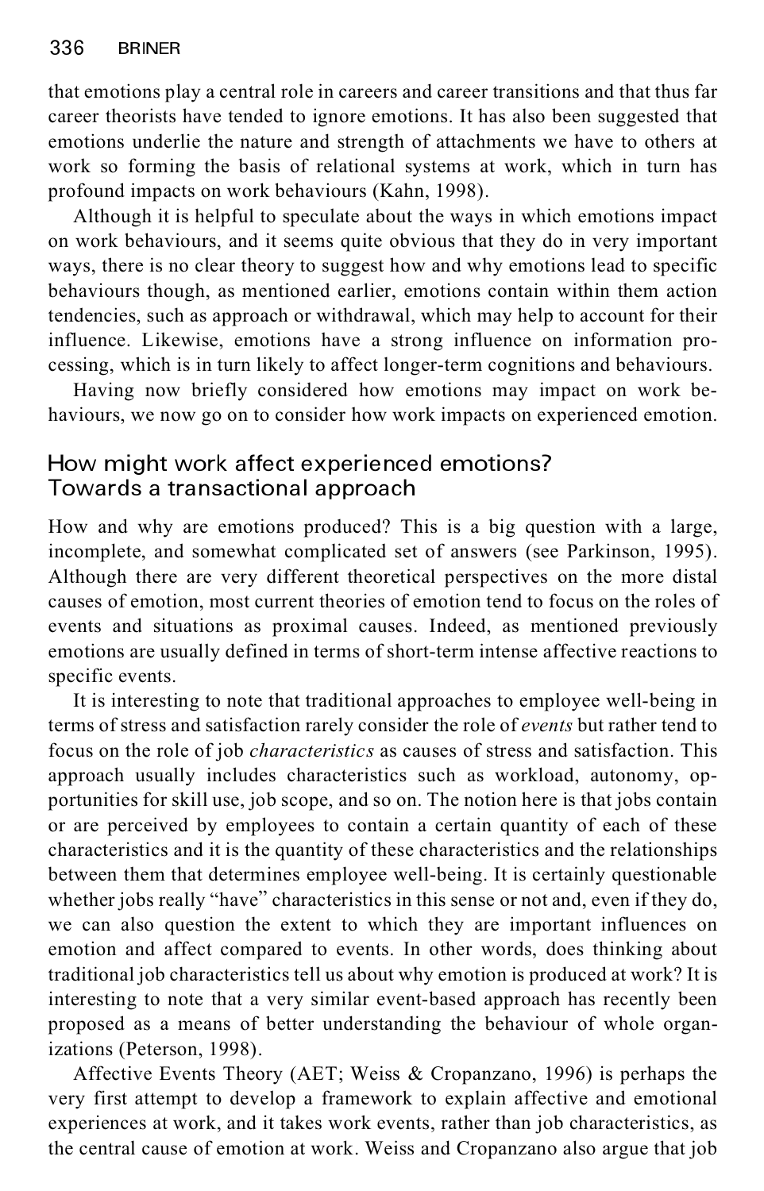that emotions play a central role in careers and career transitions and that thus far career theorists have tended to ignore emotions. It has also been suggested that emotions underlie the nature and strength of attachments we have to others at work so forming the basis of relational systems at work, which in turn has profound impacts on work behaviours (Kahn, 1998).

Although it is helpful to speculate about the ways in which emotions impact on work behaviours, and it seems quite obvious that they do in very important ways, there is no clear theory to suggest how and why emotions lead to specific behaviours though, as mentioned earlier, emotions contain within them action tendencies, such as approach or withdrawal, which may help to account for their influence. Likewise, emotions have a strong influence on information processing, which is in turn likely to affect longer-term cognitions and behaviours.

Having now briefly considered how emotions may impact on work behaviours, we now go on to consider how work impacts on experienced emotion.

## How might work affect experienced emotions? Towards a transactional approach

How and why are emotions produced? This is a big question with a large, incomplete, and somewhat complicated set of answers (see Parkinson, 1995). Although there are very different theoretical perspectives on the more distal causes of emotion, most current theories of emotion tend to focus on the roles of events and situations as proximal causes. Indeed, as mentioned previously emotions are usually defined in terms of short-term intense affective reactions to specific events.

It is interesting to note that traditional approaches to employee well-being in terms of stress and satisfaction rarely consider the role of *events* but rather tend to focus on the role of job *characteristics* as causes of stress and satisfaction. This approach usually includes characteristics such as workload, autonomy, opportunities for skill use, job scope, and so on. The notion here is that jobs contain or are perceived by employees to contain a certain quantity of each of these characteristics and it is the quantity of these characteristics and the relationships between them that determines employee well-being. It is certainly questionable whether jobs really "have" characteristics in this sense or not and, even if they do, we can also question the extent to which they are important influences on emotion and affect compared to events. In other words, does thinking about traditional job characteristics tell us about why emotion is produced at work? It is interesting to note that a very similar event-based approach has recently been proposed as a means of better understanding the behaviour of whole organizations (Peterson, 1998).

Affective Events Theory (AET; Weiss & Cropanzano, 1996) is perhaps the very first attempt to develop a framework to explain affective and emotional experiences at work, and it takes work events, rather than job characteristics, as the central cause of emotion at work. Weiss and Cropanzano also argue that job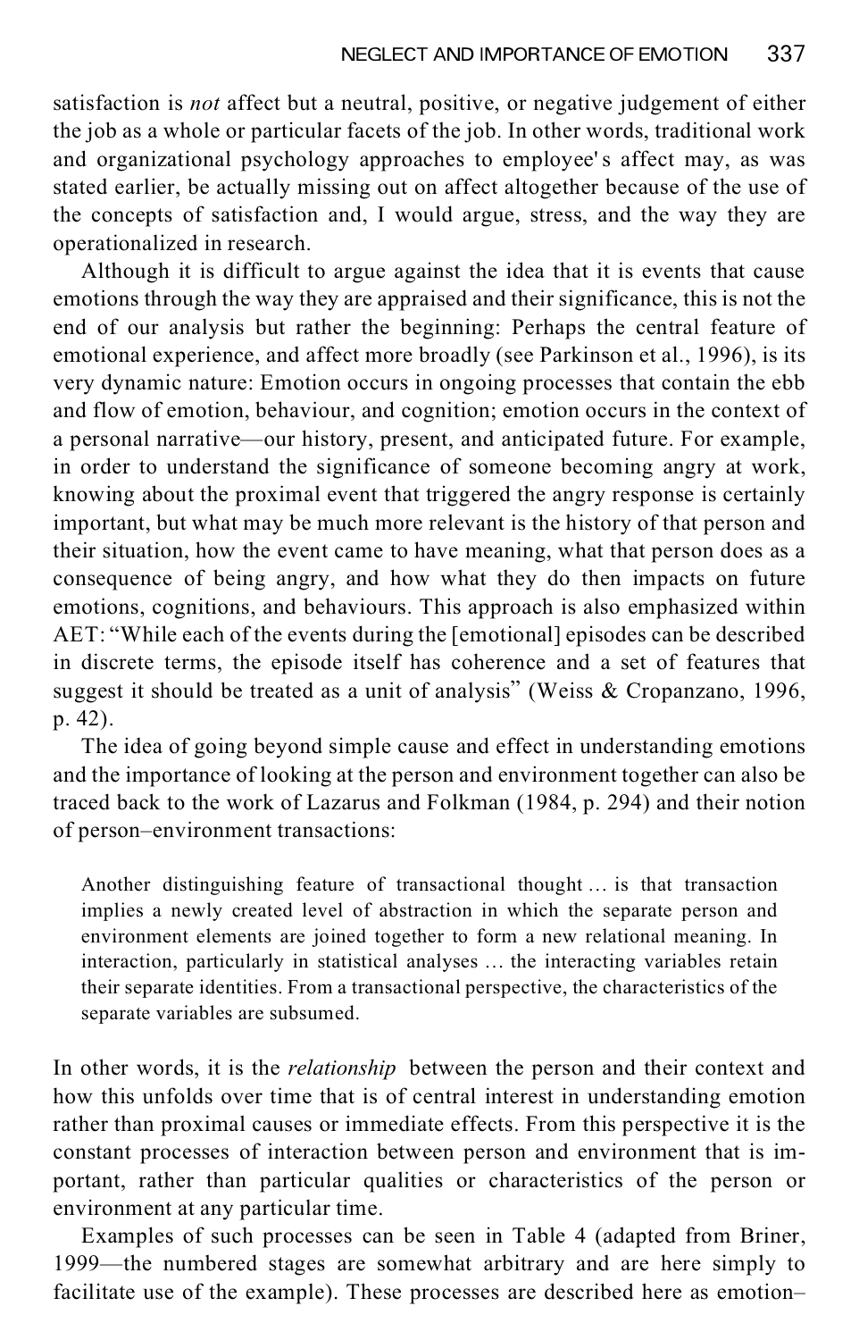satisfaction is *not* affect but a neutral, positive, or negative judgement of either the job as a whole or particular facets of the job. In other words, traditional work and organizational psychology approaches to employee's affect may, as was stated earlier, be actually missing out on affect altogether because of the use of the concepts of satisfaction and, I would argue, stress, and the way they are operationalized in research.

Although it is difficult to argue against the idea that it is events that cause emotions through the way they are appraised and their significance, this is not the end of our analysis but rather the beginning: Perhaps the central feature of emotional experience, and affect more broadly (see Parkinson et al., 1996), is its very dynamic nature: Emotion occurs in ongoing processes that contain the ebb and flow of emotion, behaviour, and cognition; emotion occurs in the context of a personal narrative—our history, present, and anticipated future. For example, in order to understand the significance of someone becoming angry at work, knowing about the proximal event that triggered the angry response is certainly important, but what may be much more relevant is the history of that person and their situation, how the event came to have meaning, what that person does as a consequence of being angry, and how what they do then impacts on future emotions, cognitions, and behaviours. This approach is also emphasized within AET: "While each of the events during the [emotional] episodes can be described in discrete terms, the episode itself has coherence and a set of features that suggest it should be treated as a unit of analysis" (Weiss & Cropanzano, 1996, p. 42).

The idea of going beyond simple cause and effect in understanding emotions and the importance of looking at the person and environment together can also be traced back to the work of Lazarus and Folkman (1984, p. 294) and their notion of person–environment transactions:

> Another distinguishing feature of transactional thought … is that transaction implies a newly created level of abstraction in which the separate person and environment elements are joined together to form a new relational meaning. In interaction, particularly in statistical analyses … the interacting variables retain their separate identities. From a transactional perspective, the characteristics of the separate variables are subsumed.

In other words, it is the *relationship* between the person and their context and how this unfolds over time that is of central interest in understanding emotion rather than proximal causes or immediate effects. From this perspective it is the constant processes of interaction between person and environment that is important, rather than particular qualities or characteristics of the person or environment at any particular time.

Examples of such processes can be seen in Table 4 (adapted from Briner, 1999—the numbered stages are somewhat arbitrary and are here simply to facilitate use of the example). These processes are described here as emotion–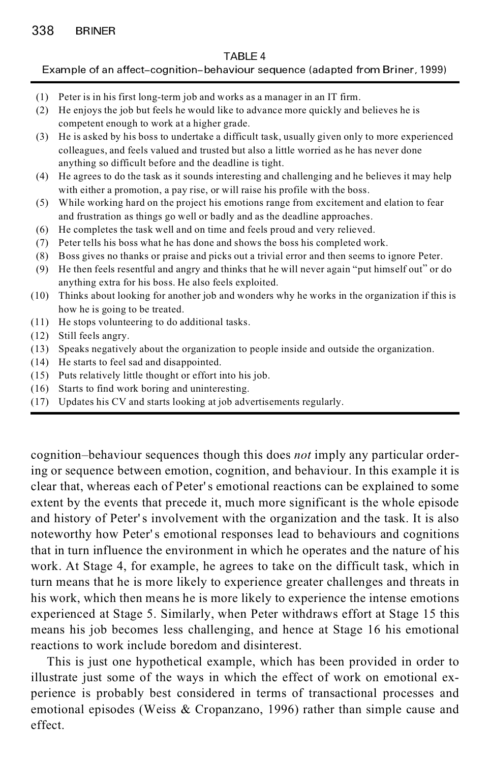TABLE 4

Example of an affect–cognition–behaviour sequence (adapted from Briner, 1999)

(1) Peter is in his first long-term job and works as a manager in an IT firm.
(2) He enjoys the job but feels he would like to advance more quickly and believes he is competent enough to work at a higher grade.
(3) He is asked by his boss to undertake a difficult task, usually given only to more experienced colleagues, and feels valued and trusted but also a little worried as he has never done anything so difficult before and the deadline is tight.
(4) He agrees to do the task as it sounds interesting and challenging and he believes it may help with either a promotion, a pay rise, or will raise his profile with the boss.
(5) While working hard on the project his emotions range from excitement and elation to fear and frustration as things go well or badly and as the deadline approaches.
(6) He completes the task well and on time and feels proud and very relieved.
(7) Peter tells his boss what he has done and shows the boss his completed work.
(8) Boss gives no thanks or praise and picks out a trivial error and then seems to ignore Peter.
(9) He then feels resentful and angry and thinks that he will never again "put himself out" or do anything extra for his boss. He also feels exploited.
(10) Thinks about looking for another job and wonders why he works in the organization if this is how he is going to be treated.
(11) He stops volunteering to do additional tasks.
(12) Still feels angry.
(13) Speaks negatively about the organization to people inside and outside the organization.
(14) He starts to feel sad and disappointed.
(15) Puts relatively little thought or effort into his job.
(16) Starts to find work boring and uninteresting.
(17) Updates his CV and starts looking at job advertisements regularly.

cognition–behaviour sequences though this does *not* imply any particular ordering or sequence between emotion, cognition, and behaviour. In this example it is clear that, whereas each of Peter's emotional reactions can be explained to some extent by the events that precede it, much more significant is the whole episode and history of Peter's involvement with the organization and the task. It is also noteworthy how Peter's emotional responses lead to behaviours and cognitions that in turn influence the environment in which he operates and the nature of his work. At Stage 4, for example, he agrees to take on the difficult task, which in turn means that he is more likely to experience greater challenges and threats in his work, which then means he is more likely to experience the intense emotions experienced at Stage 5. Similarly, when Peter withdraws effort at Stage 15 this means his job becomes less challenging, and hence at Stage 16 his emotional reactions to work include boredom and disinterest.

This is just one hypothetical example, which has been provided in order to illustrate just some of the ways in which the effect of work on emotional experience is probably best considered in terms of transactional processes and emotional episodes (Weiss & Cropanzano, 1996) rather than simple cause and effect.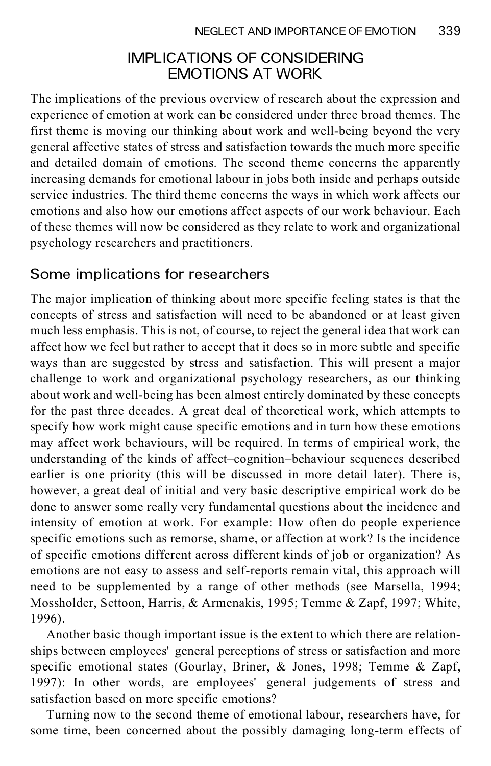## IMPLICATIONS OF CONSIDERING EMOTIONS AT WORK

The implications of the previous overview of research about the expression and experience of emotion at work can be considered under three broad themes. The first theme is moving our thinking about work and well-being beyond the very general affective states of stress and satisfaction towards the much more specific and detailed domain of emotions. The second theme concerns the apparently increasing demands for emotional labour in jobs both inside and perhaps outside service industries. The third theme concerns the ways in which work affects our emotions and also how our emotions affect aspects of our work behaviour. Each of these themes will now be considered as they relate to work and organizational psychology researchers and practitioners.

### Some implications for researchers

The major implication of thinking about more specific feeling states is that the concepts of stress and satisfaction will need to be abandoned or at least given much less emphasis. This is not, of course, to reject the general idea that work can affect how we feel but rather to accept that it does so in more subtle and specific ways than are suggested by stress and satisfaction. This will present a major challenge to work and organizational psychology researchers, as our thinking about work and well-being has been almost entirely dominated by these concepts for the past three decades. A great deal of theoretical work, which attempts to specify how work might cause specific emotions and in turn how these emotions may affect work behaviours, will be required. In terms of empirical work, the understanding of the kinds of affect–cognition–behaviour sequences described earlier is one priority (this will be discussed in more detail later). There is, however, a great deal of initial and very basic descriptive empirical work do be done to answer some really very fundamental questions about the incidence and intensity of emotion at work. For example: How often do people experience specific emotions such as remorse, shame, or affection at work? Is the incidence of specific emotions different across different kinds of job or organization? As emotions are not easy to assess and self-reports remain vital, this approach will need to be supplemented by a range of other methods (see Marsella, 1994; Mossholder, Settoon, Harris, & Armenakis, 1995; Temme & Zapf, 1997; White, 1996).

Another basic though important issue is the extent to which there are relationships between employees' general perceptions of stress or satisfaction and more specific emotional states (Gourlay, Briner, & Jones, 1998; Temme & Zapf, 1997): In other words, are employees' general judgements of stress and satisfaction based on more specific emotions?

Turning now to the second theme of emotional labour, researchers have, for some time, been concerned about the possibly damaging long-term effects of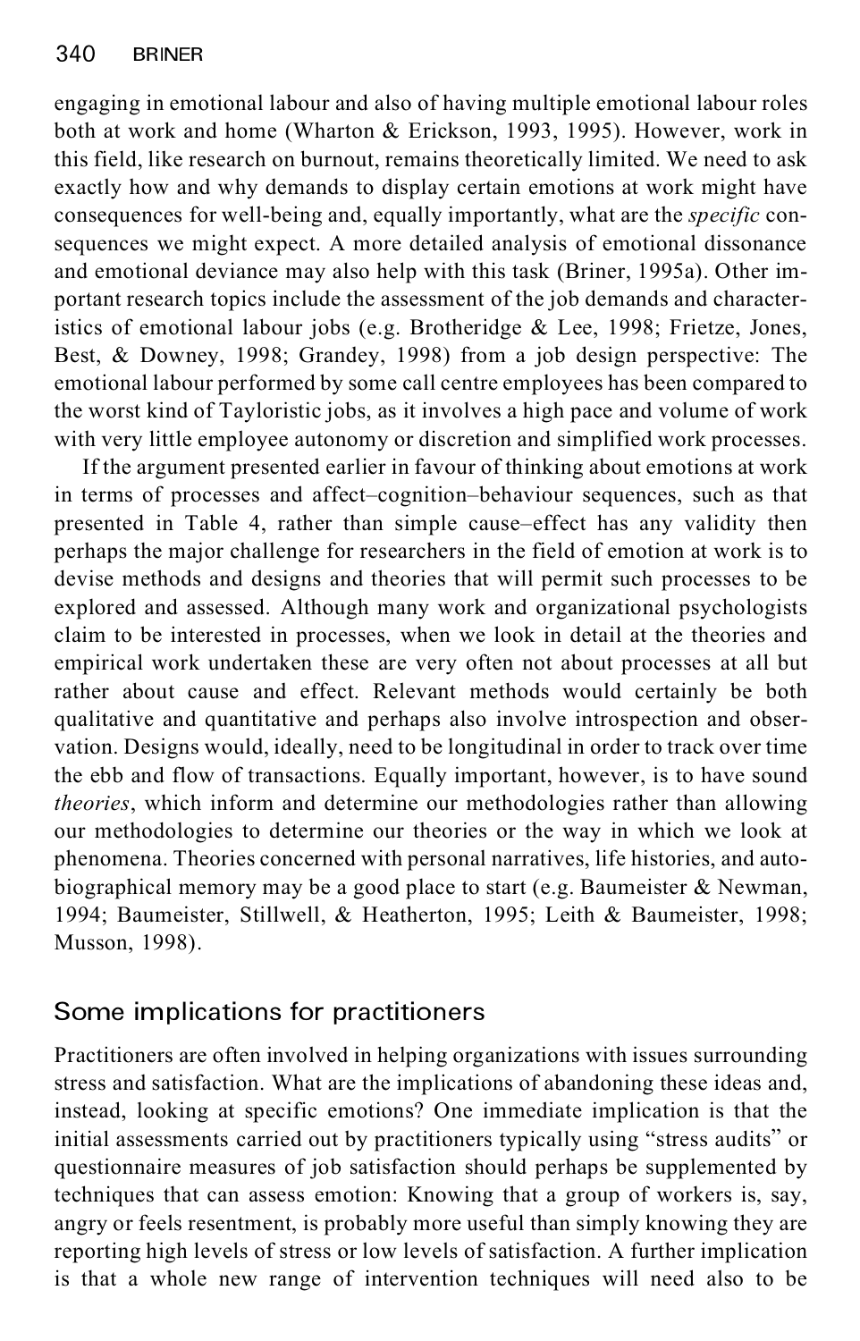engaging in emotional labour and also of having multiple emotional labour roles both at work and home (Wharton & Erickson, 1993, 1995). However, work in this field, like research on burnout, remains theoretically limited. We need to ask exactly how and why demands to display certain emotions at work might have consequences for well-being and, equally importantly, what are the *specific* consequences we might expect. A more detailed analysis of emotional dissonance and emotional deviance may also help with this task (Briner, 1995a). Other important research topics include the assessment of the job demands and characteristics of emotional labour jobs (e.g. Brotheridge & Lee, 1998; Frietze, Jones, Best, & Downey, 1998; Grandey, 1998) from a job design perspective: The emotional labour performed by some call centre employees has been compared to the worst kind of Tayloristic jobs, as it involves a high pace and volume of work with very little employee autonomy or discretion and simplified work processes.

If the argument presented earlier in favour of thinking about emotions at work in terms of processes and affect–cognition–behaviour sequences, such as that presented in Table 4, rather than simple cause–effect has any validity then perhaps the major challenge for researchers in the field of emotion at work is to devise methods and designs and theories that will permit such processes to be explored and assessed. Although many work and organizational psychologists claim to be interested in processes, when we look in detail at the theories and empirical work undertaken these are very often not about processes at all but rather about cause and effect. Relevant methods would certainly be both qualitative and quantitative and perhaps also involve introspection and observation. Designs would, ideally, need to be longitudinal in order to track over time the ebb and flow of transactions. Equally important, however, is to have sound *theories*, which inform and determine our methodologies rather than allowing our methodologies to determine our theories or the way in which we look at phenomena. Theories concerned with personal narratives, life histories, and autobiographical memory may be a good place to start (e.g. Baumeister & Newman, 1994; Baumeister, Stillwell, & Heatherton, 1995; Leith & Baumeister, 1998; Musson, 1998).

## Some implications for practitioners

Practitioners are often involved in helping organizations with issues surrounding stress and satisfaction. What are the implications of abandoning these ideas and, instead, looking at specific emotions? One immediate implication is that the initial assessments carried out by practitioners typically using "stress audits" or questionnaire measures of job satisfaction should perhaps be supplemented by techniques that can assess emotion: Knowing that a group of workers is, say, angry or feels resentment, is probably more useful than simply knowing they are reporting high levels of stress or low levels of satisfaction. A further implication is that a whole new range of intervention techniques will need also to be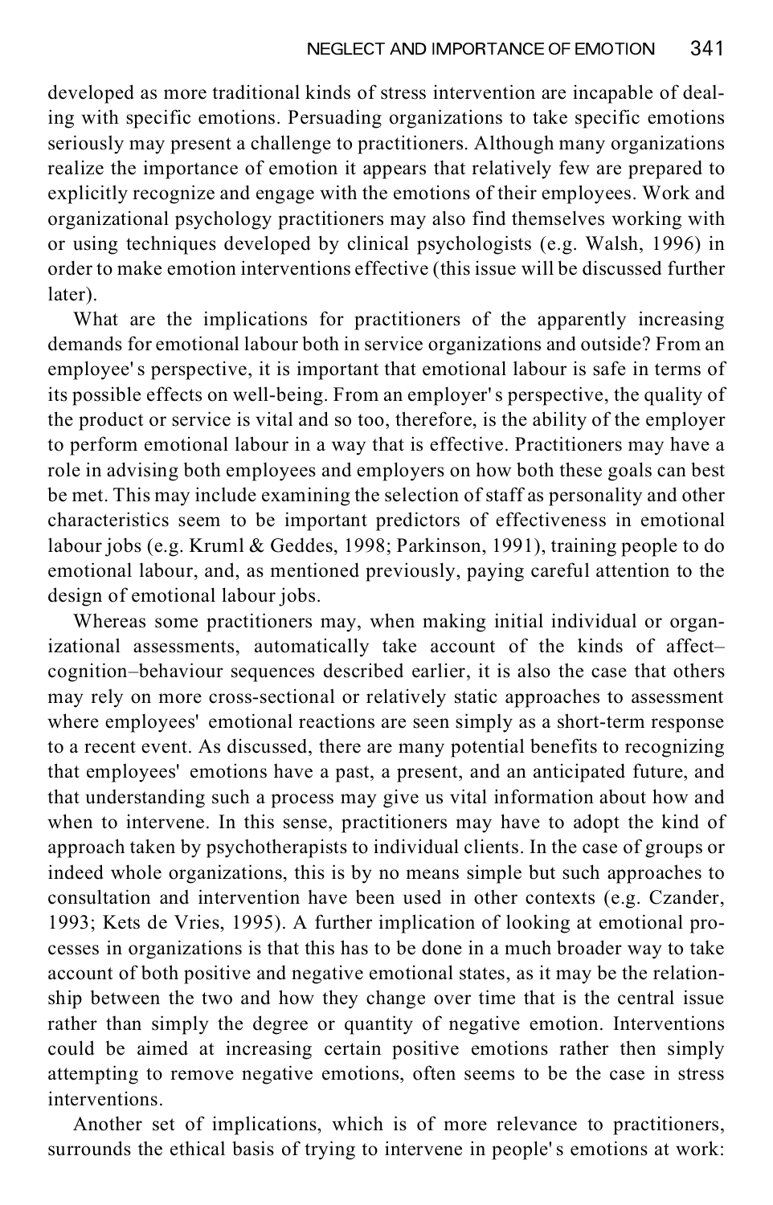developed as more traditional kinds of stress intervention are incapable of dealing with specific emotions. Persuading organizations to take specific emotions seriously may present a challenge to practitioners. Although many organizations realize the importance of emotion it appears that relatively few are prepared to explicitly recognize and engage with the emotions of their employees. Work and organizational psychology practitioners may also find themselves working with or using techniques developed by clinical psychologists (e.g. Walsh, 1996) in order to make emotion interventions effective (this issue will be discussed further later).

What are the implications for practitioners of the apparently increasing demands for emotional labour both in service organizations and outside? From an employee's perspective, it is important that emotional labour is safe in terms of its possible effects on well-being. From an employer's perspective, the quality of the product or service is vital and so too, therefore, is the ability of the employer to perform emotional labour in a way that is effective. Practitioners may have a role in advising both employees and employers on how both these goals can best be met. This may include examining the selection of staff as personality and other characteristics seem to be important predictors of effectiveness in emotional labour jobs (e.g. Kruml & Geddes, 1998; Parkinson, 1991), training people to do emotional labour, and, as mentioned previously, paying careful attention to the design of emotional labour jobs.

Whereas some practitioners may, when making initial individual or organizational assessments, automatically take account of the kinds of affect–cognition–behaviour sequences described earlier, it is also the case that others may rely on more cross-sectional or relatively static approaches to assessment where employees' emotional reactions are seen simply as a short-term response to a recent event. As discussed, there are many potential benefits to recognizing that employees' emotions have a past, a present, and an anticipated future, and that understanding such a process may give us vital information about how and when to intervene. In this sense, practitioners may have to adopt the kind of approach taken by psychotherapists to individual clients. In the case of groups or indeed whole organizations, this is by no means simple but such approaches to consultation and intervention have been used in other contexts (e.g. Czander, 1993; Kets de Vries, 1995). A further implication of looking at emotional processes in organizations is that this has to be done in a much broader way to take account of both positive and negative emotional states, as it may be the relationship between the two and how they change over time that is the central issue rather than simply the degree or quantity of negative emotion. Interventions could be aimed at increasing certain positive emotions rather then simply attempting to remove negative emotions, often seems to be the case in stress interventions.

Another set of implications, which is of more relevance to practitioners, surrounds the ethical basis of trying to intervene in people's emotions at work: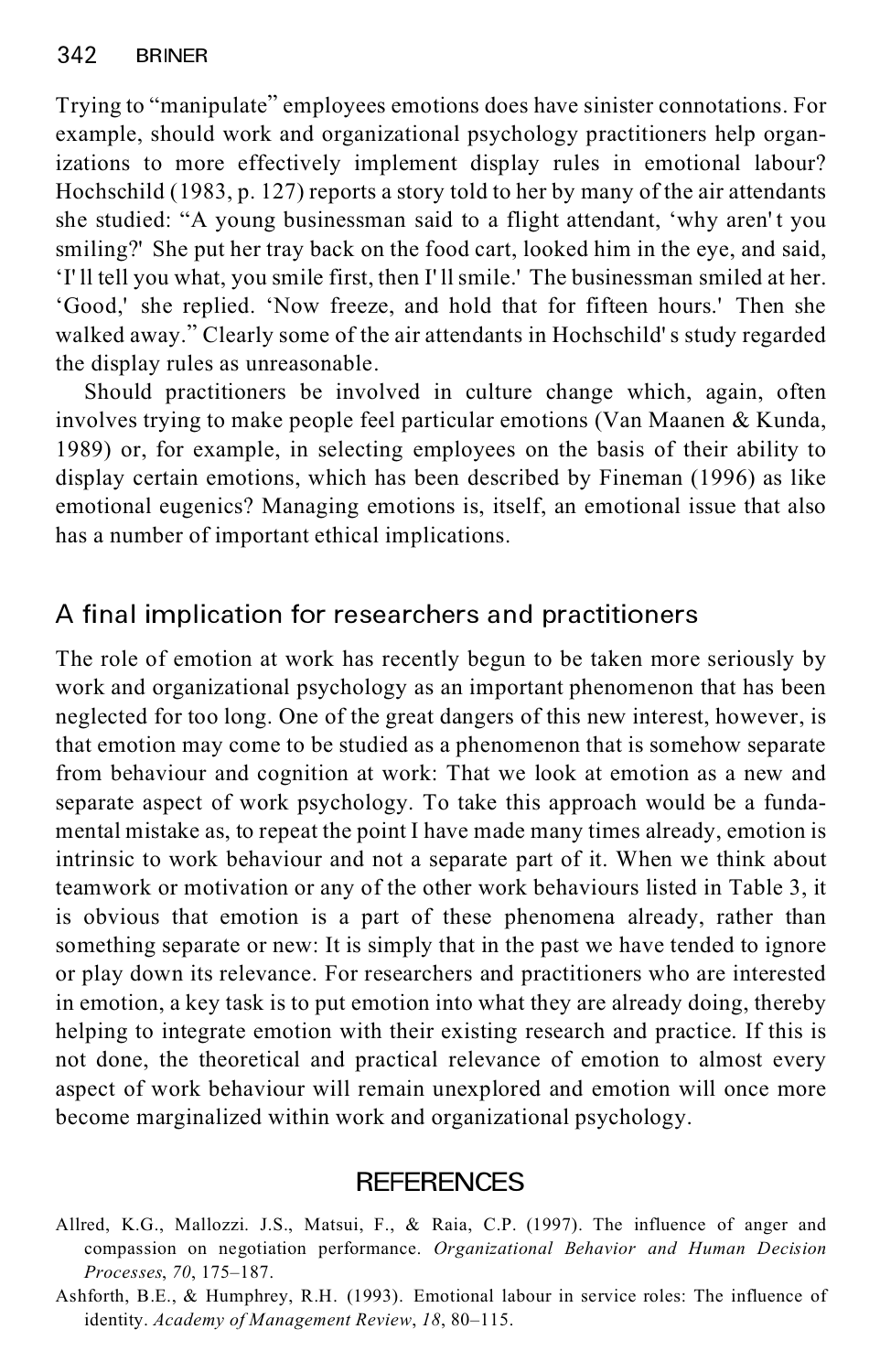Trying to "manipulate" employees emotions does have sinister connotations. For example, should work and organizational psychology practitioners help organizations to more effectively implement display rules in emotional labour? Hochschild (1983, p. 127) reports a story told to her by many of the air attendants she studied: "A young businessman said to a flight attendant, 'why aren't you smiling?' She put her tray back on the food cart, looked him in the eye, and said, 'I'll tell you what, you smile first, then I'll smile.' The businessman smiled at her. 'Good,' she replied. 'Now freeze, and hold that for fifteen hours.' Then she walked away." Clearly some of the air attendants in Hochschild's study regarded the display rules as unreasonable.

Should practitioners be involved in culture change which, again, often involves trying to make people feel particular emotions (Van Maanen & Kunda, 1989) or, for example, in selecting employees on the basis of their ability to display certain emotions, which has been described by Fineman (1996) as like emotional eugenics? Managing emotions is, itself, an emotional issue that also has a number of important ethical implications.

## A final implication for researchers and practitioners

The role of emotion at work has recently begun to be taken more seriously by work and organizational psychology as an important phenomenon that has been neglected for too long. One of the great dangers of this new interest, however, is that emotion may come to be studied as a phenomenon that is somehow separate from behaviour and cognition at work: That we look at emotion as a new and separate aspect of work psychology. To take this approach would be a fundamental mistake as, to repeat the point I have made many times already, emotion is intrinsic to work behaviour and not a separate part of it. When we think about teamwork or motivation or any of the other work behaviours listed in Table 3, it is obvious that emotion is a part of these phenomena already, rather than something separate or new: It is simply that in the past we have tended to ignore or play down its relevance. For researchers and practitioners who are interested in emotion, a key task is to put emotion into what they are already doing, thereby helping to integrate emotion with their existing research and practice. If this is not done, the theoretical and practical relevance of emotion to almost every aspect of work behaviour will remain unexplored and emotion will once more become marginalized within work and organizational psychology.

## REFERENCES

Allred, K.G., Mallozzi. J.S., Matsui, F., & Raia, C.P. (1997). The influence of anger and compassion on negotiation performance. *Organizational Behavior and Human Decision Processes*, *70*, 175–187.

Ashforth, B.E., & Humphrey, R.H. (1993). Emotional labour in service roles: The influence of identity. *Academy of Management Review*, *18*, 80–115.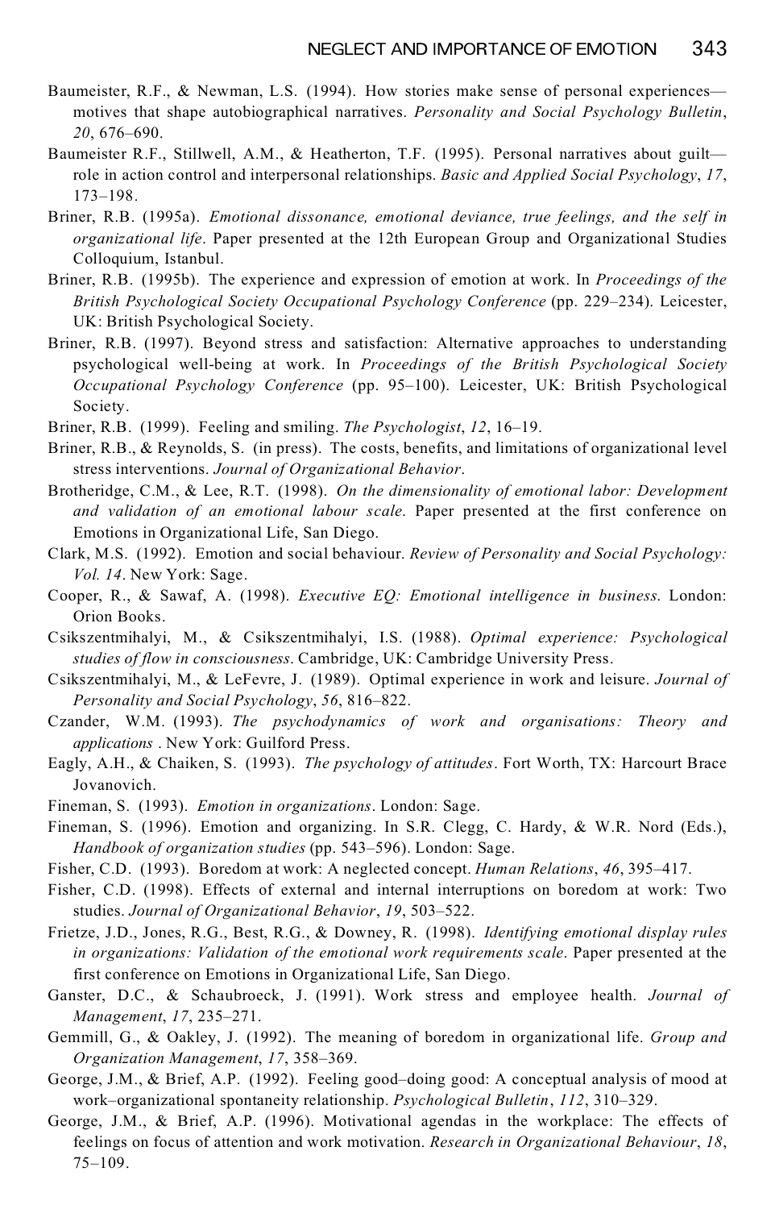Baumeister, R.F., & Newman, L.S. (1994). How stories make sense of personal experiences—motives that shape autobiographical narratives. *Personality and Social Psychology Bulletin*, *20*, 676–690.

Baumeister R.F., Stillwell, A.M., & Heatherton, T.F. (1995). Personal narratives about guilt—role in action control and interpersonal relationships. *Basic and Applied Social Psychology*, *17*, 173–198.

Briner, R.B. (1995a). *Emotional dissonance, emotional deviance, true feelings, and the self in organizational life*. Paper presented at the 12th European Group and Organizational Studies Colloquium, Istanbul.

Briner, R.B. (1995b). The experience and expression of emotion at work. In *Proceedings of the British Psychological Society Occupational Psychology Conference* (pp. 229–234). Leicester, UK: British Psychological Society.

Briner, R.B. (1997). Beyond stress and satisfaction: Alternative approaches to understanding psychological well-being at work. In *Proceedings of the British Psychological Society Occupational Psychology Conference* (pp. 95–100). Leicester, UK: British Psychological Society.

Briner, R.B. (1999). Feeling and smiling. *The Psychologist*, *12*, 16–19.

Briner, R.B., & Reynolds, S. (in press). The costs, benefits, and limitations of organizational level stress interventions. *Journal of Organizational Behavior*.

Brotheridge, C.M., & Lee, R.T. (1998). *On the dimensionality of emotional labor: Development and validation of an emotional labour scale*. Paper presented at the first conference on Emotions in Organizational Life, San Diego.

Clark, M.S. (1992). Emotion and social behaviour. *Review of Personality and Social Psychology: Vol. 14*. New York: Sage.

Cooper, R., & Sawaf, A. (1998). *Executive EQ: Emotional intelligence in business*. London: Orion Books.

Csikszentmihalyi, M., & Csikszentmihalyi, I.S. (1988). *Optimal experience: Psychological studies of flow in consciousness*. Cambridge, UK: Cambridge University Press.

Csikszentmihalyi, M., & LeFevre, J. (1989). Optimal experience in work and leisure. *Journal of Personality and Social Psychology*, *56*, 816–822.

Czander, W.M. (1993). *The psychodynamics of work and organisations: Theory and applications* . New York: Guilford Press.

Eagly, A.H., & Chaiken, S. (1993). *The psychology of attitudes*. Fort Worth, TX: Harcourt Brace Jovanovich.

Fineman, S. (1993). *Emotion in organizations*. London: Sage.

Fineman, S. (1996). Emotion and organizing. In S.R. Clegg, C. Hardy, & W.R. Nord (Eds.), *Handbook of organization studies* (pp. 543–596). London: Sage.

Fisher, C.D. (1993). Boredom at work: A neglected concept. *Human Relations*, *46*, 395–417.

Fisher, C.D. (1998). Effects of external and internal interruptions on boredom at work: Two studies. *Journal of Organizational Behavior*, *19*, 503–522.

Frietze, J.D., Jones, R.G., Best, R.G., & Downey, R. (1998). *Identifying emotional display rules in organizations: Validation of the emotional work requirements scale*. Paper presented at the first conference on Emotions in Organizational Life, San Diego.

Ganster, D.C., & Schaubroeck, J. (1991). Work stress and employee health. *Journal of Management*, *17*, 235–271.

Gemmill, G., & Oakley, J. (1992). The meaning of boredom in organizational life. *Group and Organization Management*, *17*, 358–369.

George, J.M., & Brief, A.P. (1992). Feeling good–doing good: A conceptual analysis of mood at work–organizational spontaneity relationship. *Psychological Bulletin*, *112*, 310–329.

George, J.M., & Brief, A.P. (1996). Motivational agendas in the workplace: The effects of feelings on focus of attention and work motivation. *Research in Organizational Behaviour*, *18*, 75–109.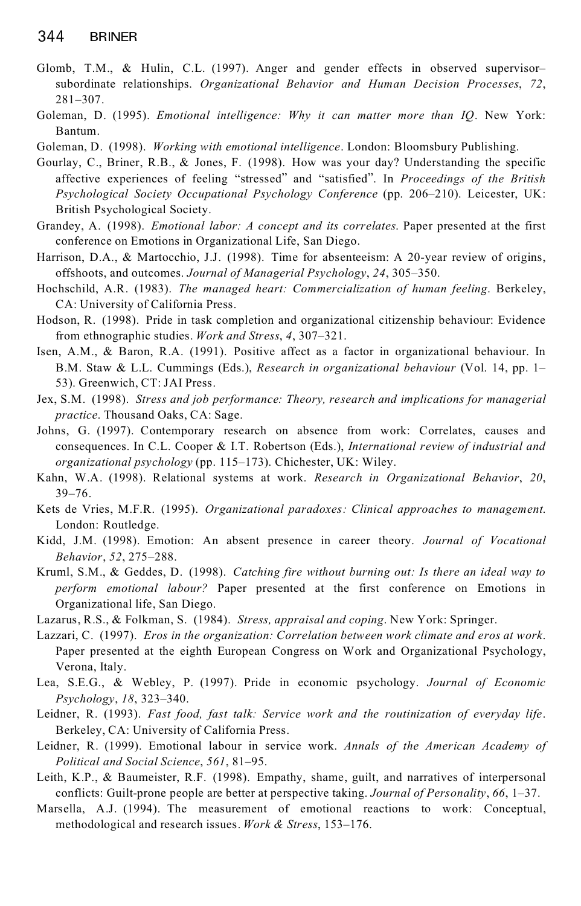Glomb, T.M., & Hulin, C.L. (1997). Anger and gender effects in observed supervisor–subordinate relationships. *Organizational Behavior and Human Decision Processes*, *72*, 281–307.

Goleman, D. (1995). *Emotional intelligence: Why it can matter more than IQ*. New York: Bantum.

Goleman, D. (1998). *Working with emotional intelligence*. London: Bloomsbury Publishing.

Gourlay, C., Briner, R.B., & Jones, F. (1998). How was your day? Understanding the specific affective experiences of feeling "stressed" and "satisfied". In *Proceedings of the British Psychological Society Occupational Psychology Conference* (pp. 206–210). Leicester, UK: British Psychological Society.

Grandey, A. (1998). *Emotional labor: A concept and its correlates.* Paper presented at the first conference on Emotions in Organizational Life, San Diego.

Harrison, D.A., & Martocchio, J.J. (1998). Time for absenteeism: A 20-year review of origins, offshoots, and outcomes. *Journal of Managerial Psychology*, *24*, 305–350.

Hochschild, A.R. (1983). *The managed heart: Commercialization of human feeling*. Berkeley, CA: University of California Press.

Hodson, R. (1998). Pride in task completion and organizational citizenship behaviour: Evidence from ethnographic studies. *Work and Stress*, *4*, 307–321.

Isen, A.M., & Baron, R.A. (1991). Positive affect as a factor in organizational behaviour. In B.M. Staw & L.L. Cummings (Eds.), *Research in organizational behaviour* (Vol. 14, pp. 1–53). Greenwich, CT: JAI Press.

Jex, S.M. (1998). *Stress and job performance: Theory, research and implications for managerial practice*. Thousand Oaks, CA: Sage.

Johns, G. (1997). Contemporary research on absence from work: Correlates, causes and consequences. In C.L. Cooper & I.T. Robertson (Eds.), *International review of industrial and organizational psychology* (pp. 115–173). Chichester, UK: Wiley.

Kahn, W.A. (1998). Relational systems at work. *Research in Organizational Behavior*, *20*, 39–76.

Kets de Vries, M.F.R. (1995). *Organizational paradoxes: Clinical approaches to management.* London: Routledge.

Kidd, J.M. (1998). Emotion: An absent presence in career theory. *Journal of Vocational Behavior*, *52*, 275–288.

Kruml, S.M., & Geddes, D. (1998). *Catching fire without burning out: Is there an ideal way to perform emotional labour?* Paper presented at the first conference on Emotions in Organizational life, San Diego.

Lazarus, R.S., & Folkman, S. (1984). *Stress, appraisal and coping*. New York: Springer.

Lazzari, C. (1997). *Eros in the organization: Correlation between work climate and eros at work*. Paper presented at the eighth European Congress on Work and Organizational Psychology, Verona, Italy.

Lea, S.E.G., & Webley, P. (1997). Pride in economic psychology. *Journal of Economic Psychology*, *18*, 323–340.

Leidner, R. (1993). *Fast food, fast talk: Service work and the routinization of everyday life*. Berkeley, CA: University of California Press.

Leidner, R. (1999). Emotional labour in service work. *Annals of the American Academy of Political and Social Science*, *561*, 81–95.

Leith, K.P., & Baumeister, R.F. (1998). Empathy, shame, guilt, and narratives of interpersonal conflicts: Guilt-prone people are better at perspective taking. *Journal of Personality*, *66*, 1–37.

Marsella, A.J. (1994). The measurement of emotional reactions to work: Conceptual, methodological and research issues. *Work & Stress*, 153–176.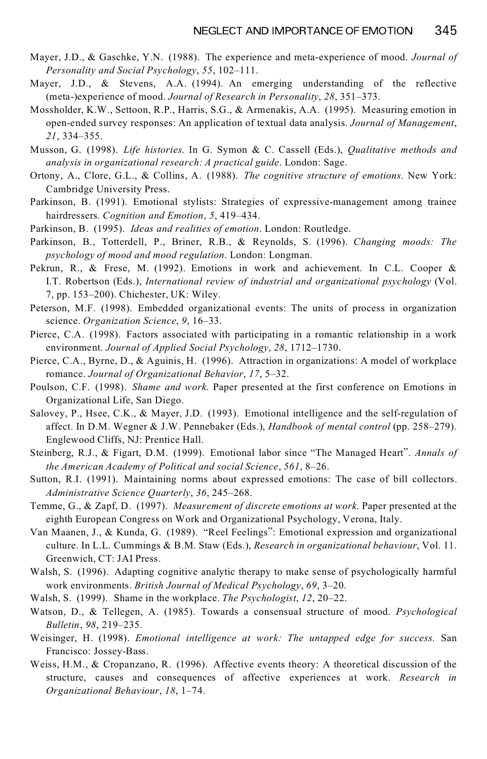Mayer, J.D., & Gaschke, Y.N. (1988). The experience and meta-experience of mood. *Journal of Personality and Social Psychology*, *55*, 102–111.

Mayer, J.D., & Stevens, A.A. (1994). An emerging understanding of the reflective (meta-)experience of mood. *Journal of Research in Personality*, *28*, 351–373.

Mossholder, K.W., Settoon, R.P., Harris, S.G., & Armenakis, A.A. (1995). Measuring emotion in open-ended survey responses: An application of textual data analysis. *Journal of Management*, *21*, 334–355.

Musson, G. (1998). *Life histories.* In G. Symon & C. Cassell (Eds.), *Qualitative methods and analysis in organizational research: A practical guide*. London: Sage.

Ortony, A., Clore, G.L., & Collins, A. (1988). *The cognitive structure of emotions.* New York: Cambridge University Press.

Parkinson, B. (1991). Emotional stylists: Strategies of expressive-management among trainee hairdressers. *Cognition and Emotion*, *5*, 419–434.

Parkinson, B. (1995). *Ideas and realities of emotion*. London: Routledge.

Parkinson, B., Totterdell, P., Briner, R.B., & Reynolds, S. (1996). *Changing moods: The psychology of mood and mood regulation*. London: Longman.

Pekrun, R., & Frese, M. (1992). Emotions in work and achievement. In C.L. Cooper & I.T. Robertson (Eds.), *International review of industrial and organizational psychology* (Vol. 7, pp. 153–200). Chichester, UK: Wiley.

Peterson, M.F. (1998). Embedded organizational events: The units of process in organization science. *Organization Science*, *9*, 16–33.

Pierce, C.A. (1998). Factors associated with participating in a romantic relationship in a work environment. *Journal of Applied Social Psychology*, *28*, 1712–1730.

Pierce, C.A., Byrne, D., & Aguinis, H. (1996). Attraction in organizations: A model of workplace romance. *Journal of Organizational Behavior*, *17*, 5–32.

Poulson, C.F. (1998). *Shame and work.* Paper presented at the first conference on Emotions in Organizational Life, San Diego.

Salovey, P., Hsee, C.K., & Mayer, J.D. (1993). Emotional intelligence and the self-regulation of affect. In D.M. Wegner & J.W. Pennebaker (Eds.), *Handbook of mental control* (pp. 258–279). Englewood Cliffs, NJ: Prentice Hall.

Steinberg, R.J., & Figart, D.M. (1999). Emotional labor since "The Managed Heart". *Annals of the American Academy of Political and social Science*, *561*, 8–26.

Sutton, R.I. (1991). Maintaining norms about expressed emotions: The case of bill collectors. *Administrative Science Quarterly*, *36*, 245–268.

Temme, G., & Zapf, D. (1997). *Measurement of discrete emotions at work.* Paper presented at the eighth European Congress on Work and Organizational Psychology, Verona, Italy.

Van Maanen, J., & Kunda, G. (1989). "Reel Feelings": Emotional expression and organizational culture. In L.L. Cummings & B.M. Staw (Eds.), *Research in organizational behaviour*, Vol. 11. Greenwich, CT: JAI Press.

Walsh, S. (1996). Adapting cognitive analytic therapy to make sense of psychologically harmful work environments. *British Journal of Medical Psychology*, *69*, 3–20.

Walsh, S. (1999). Shame in the workplace. *The Psychologist*, *12*, 20–22.

Watson, D., & Tellegen, A. (1985). Towards a consensual structure of mood. *Psychological Bulletin*, *98*, 219–235.

Weisinger, H. (1998). *Emotional intelligence at work: The untapped edge for success.* San Francisco: Jossey-Bass.

Weiss, H.M., & Cropanzano, R. (1996). Affective events theory: A theoretical discussion of the structure, causes and consequences of affective experiences at work. *Research in Organizational Behaviour*, *18*, 1–74.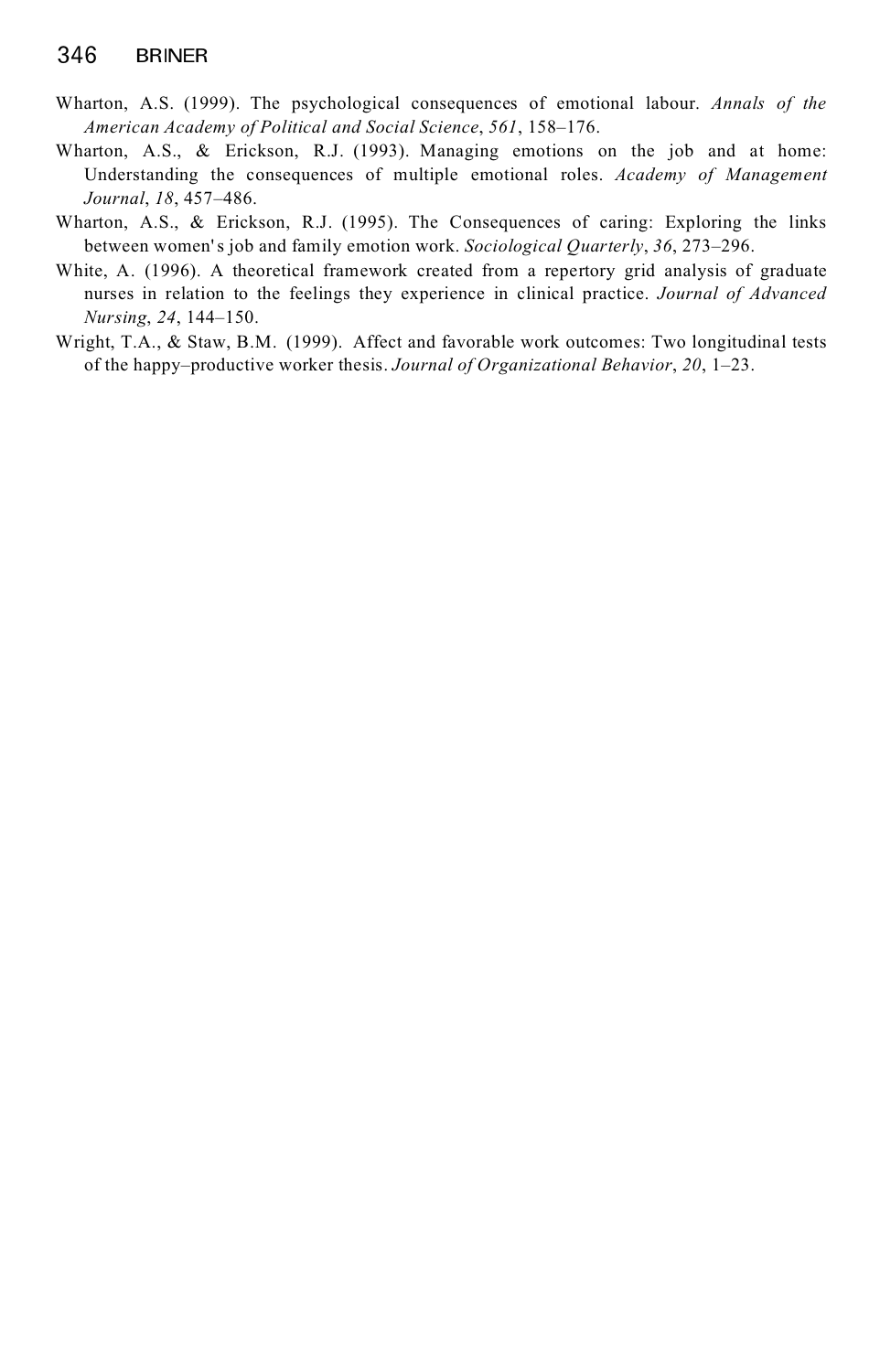Wharton, A.S. (1999). The psychological consequences of emotional labour. *Annals of the American Academy of Political and Social Science*, *561*, 158–176.

Wharton, A.S., & Erickson, R.J. (1993). Managing emotions on the job and at home: Understanding the consequences of multiple emotional roles. *Academy of Management Journal*, *18*, 457–486.

Wharton, A.S., & Erickson, R.J. (1995). The Consequences of caring: Exploring the links between women's job and family emotion work. *Sociological Quarterly*, *36*, 273–296.

White, A. (1996). A theoretical framework created from a repertory grid analysis of graduate nurses in relation to the feelings they experience in clinical practice. *Journal of Advanced Nursing*, *24*, 144–150.

Wright, T.A., & Staw, B.M. (1999). Affect and favorable work outcomes: Two longitudinal tests of the happy–productive worker thesis. *Journal of Organizational Behavior*, *20*, 1–23.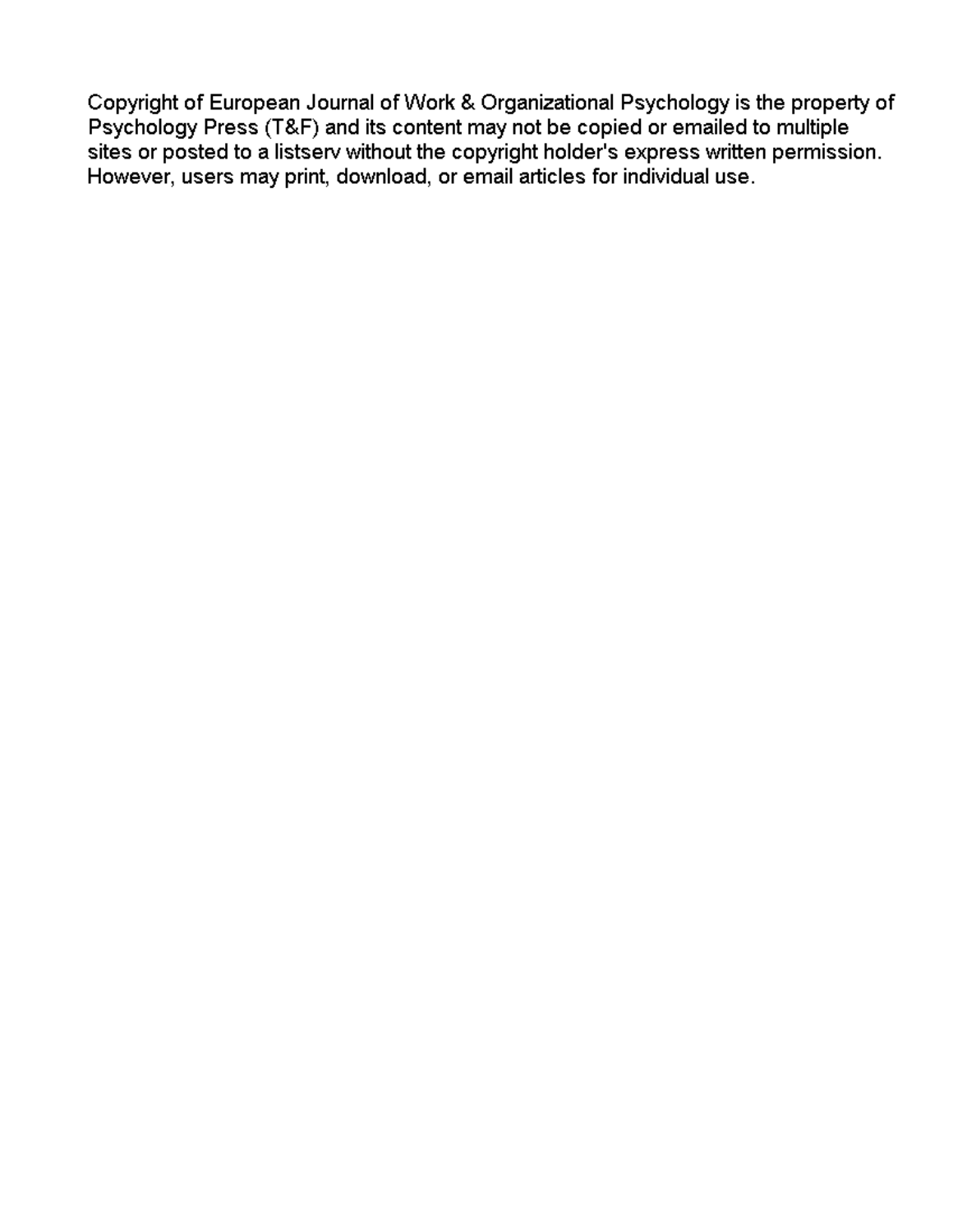Copyright of European Journal of Work & Organizational Psychology is the property of Psychology Press (T&F) and its content may not be copied or emailed to multiple sites or posted to a listserv without the copyright holder's express written permission. However, users may print, download, or email articles for individual use.